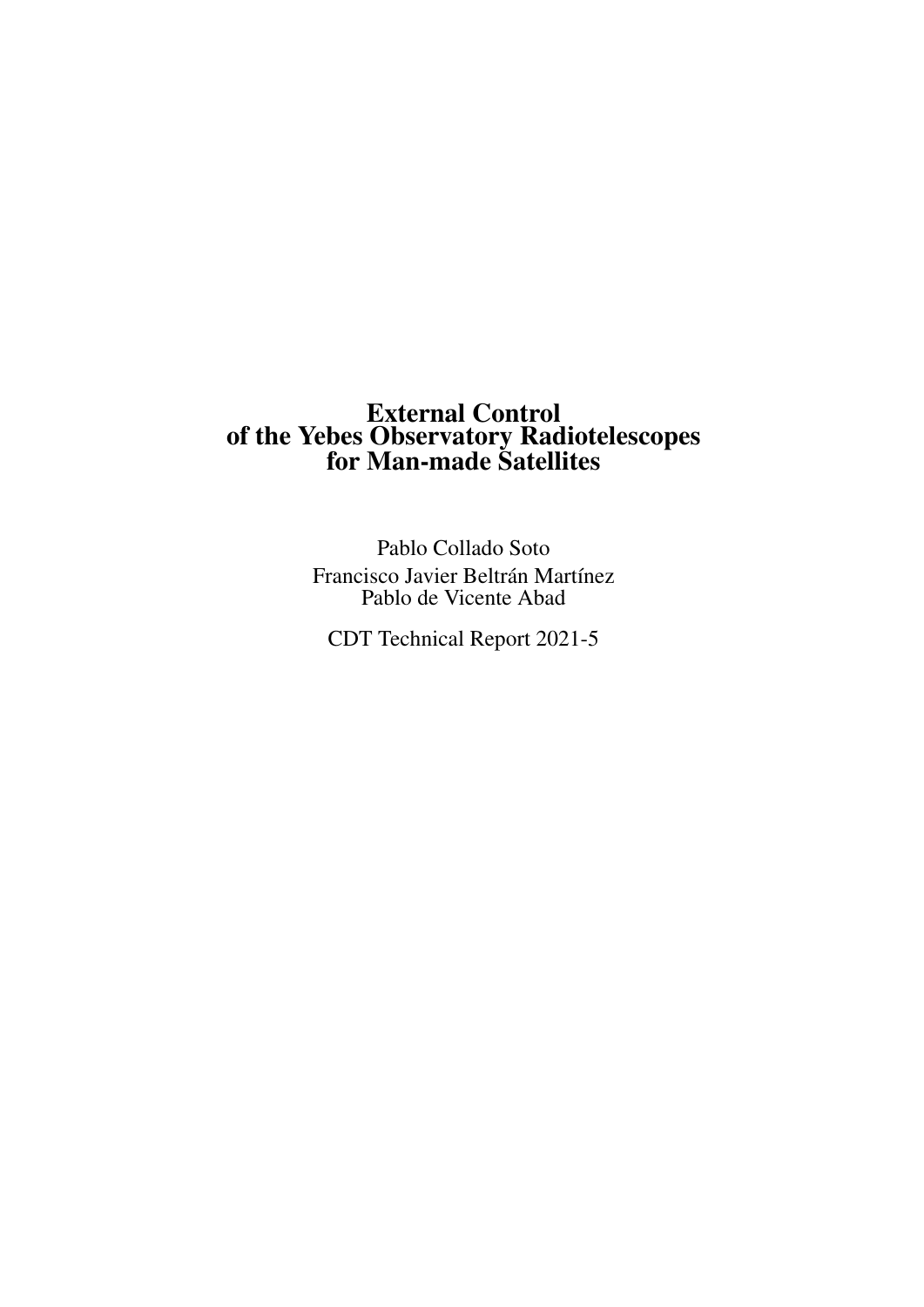# External Control of the Yebes Observatory Radiotelescopes for Man-made Satellites

Pablo Collado Soto

Francisco Javier Beltrán Martínez

Pablo de Vicente Abad

CDT Technical Report 2021-5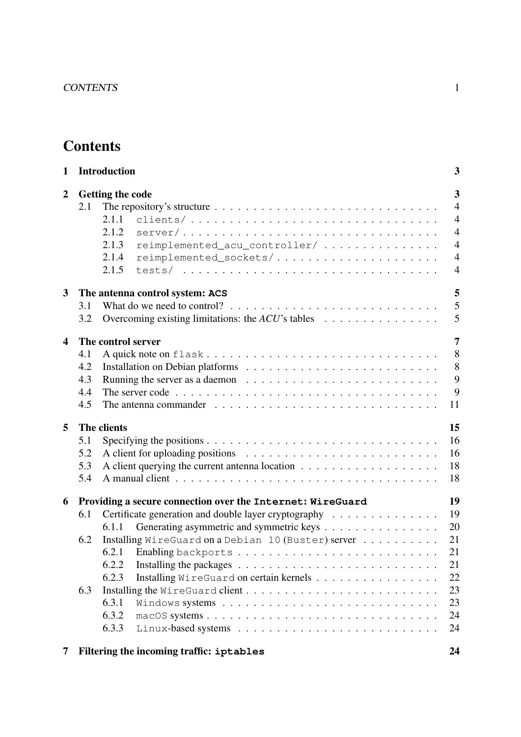# Contents

**1 Introduction** — **3**

**2 Getting the code** — **3**
- 2.1 The repository's structure — 4
  - 2.1.1 `clients/` — 4
  - 2.1.2 `server/` — 4
  - 2.1.3 `reimplemented_acu_controller/` — 4
  - 2.1.4 `reimplemented_sockets/` — 4
  - 2.1.5 `tests/` — 4

**3 The antenna control system: `ACS`** — **5**
- 3.1 What do we need to control? — 5
- 3.2 Overcoming existing limitations: the *ACU*'s tables — 5

**4 The control server** — **7**
- 4.1 A quick note on `flask` — 8
- 4.2 Installation on Debian platforms — 8
- 4.3 Running the server as a daemon — 9
- 4.4 The server code — 9
- 4.5 The antenna commander — 11

**5 The clients** — **15**
- 5.1 Specifying the positions — 16
- 5.2 A client for uploading positions — 16
- 5.3 A client querying the current antenna location — 18
- 5.4 A manual client — 18

**6 Providing a secure connection over the `Internet`: `WireGuard`** — **19**
- 6.1 Certificate generation and double layer cryptography — 19
  - 6.1.1 Generating asymmetric and symmetric keys — 20
- 6.2 Installing `WireGuard` on a `Debian 10` (`Buster`) server — 21
  - 6.2.1 Enabling `backports` — 21
  - 6.2.2 Installing the packages — 21
  - 6.2.3 Installing `WireGuard` on certain kernels — 22
- 6.3 Installing the `WireGuard` client — 23
  - 6.3.1 `Windows` systems — 23
  - 6.3.2 `macOS` systems — 24
  - 6.3.3 `Linux`-based systems — 24

**7 Filtering the incoming traffic: `iptables`** — **24**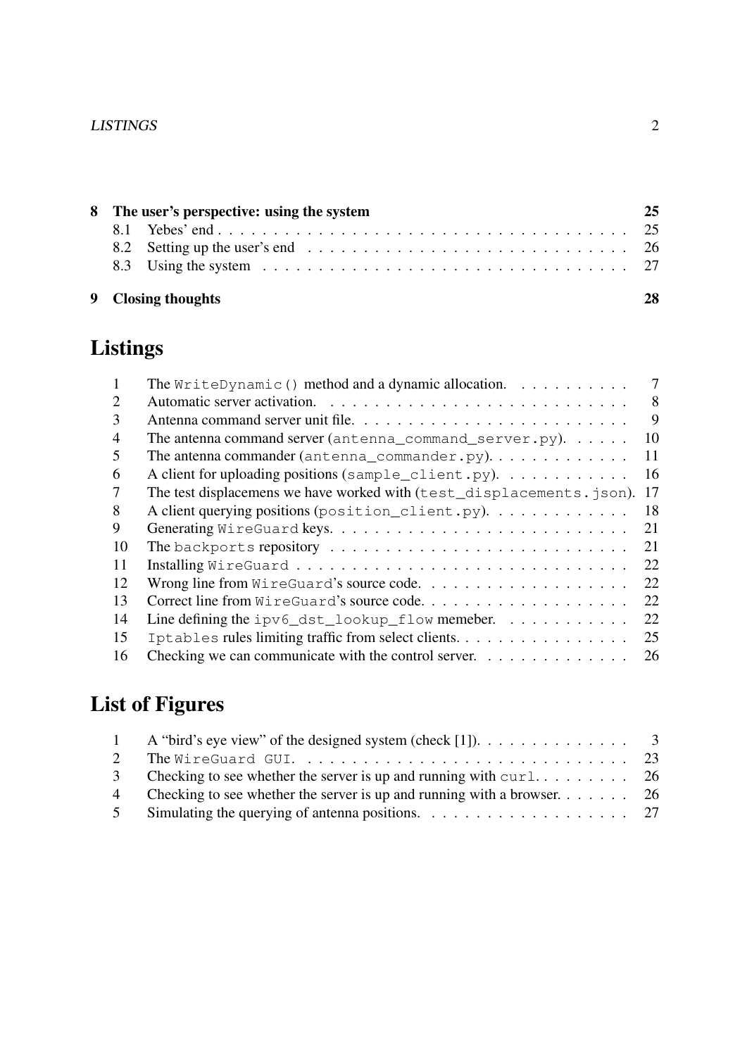| | | |
|---|---|---|
| **8** | **The user's perspective: using the system** | **25** |
| 8.1 | Yebes' end | 25 |
| 8.2 | Setting up the user's end | 26 |
| 8.3 | Using the system | 27 |
| **9** | **Closing thoughts** | **28** |

# Listings

| | | |
|---|---|---|
| 1 | The `WriteDynamic()` method and a dynamic allocation. | 7 |
| 2 | Automatic server activation. | 8 |
| 3 | Antenna command server unit file. | 9 |
| 4 | The antenna command server (`antenna_command_server.py`). | 10 |
| 5 | The antenna commander (`antenna_commander.py`). | 11 |
| 6 | A client for uploading positions (`sample_client.py`). | 16 |
| 7 | The test displacemens we have worked with (`test_displacements.json`). | 17 |
| 8 | A client querying positions (`position_client.py`). | 18 |
| 9 | Generating `WireGuard` keys. | 21 |
| 10 | The `backports` repository | 21 |
| 11 | Installing `WireGuard` | 22 |
| 12 | Wrong line from `WireGuard`'s source code. | 22 |
| 13 | Correct line from `WireGuard`'s source code. | 22 |
| 14 | Line defining the `ipv6_dst_lookup_flow` memeber. | 22 |
| 15 | `Iptables` rules limiting traffic from select clients. | 25 |
| 16 | Checking we can communicate with the control server. | 26 |

# List of Figures

| | | |
|---|---|---|
| 1 | A "bird's eye view" of the designed system (check [1]). | 3 |
| 2 | The `WireGuard GUI`. | 23 |
| 3 | Checking to see whether the server is up and running with `curl`. | 26 |
| 4 | Checking to see whether the server is up and running with a browser. | 26 |
| 5 | Simulating the querying of antenna positions. | 27 |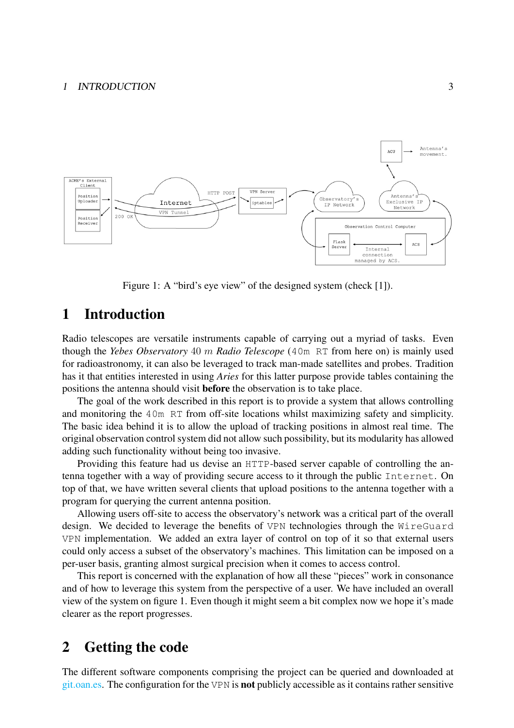Figure 1: A "bird's eye view" of the designed system (check [1]).

# 1 Introduction

Radio telescopes are versatile instruments capable of carrying out a myriad of tasks. Even though the *Yebes Observatory* 40 $m$ *Radio Telescope* (`40m RT` from here on) is mainly used for radioastronomy, it can also be leveraged to track man-made satellites and probes. Tradition has it that entities interested in using *Aries* for this latter purpose provide tables containing the positions the antenna should visit **before** the observation is to take place.

The goal of the work described in this report is to provide a system that allows controlling and monitoring the `40m RT` from off-site locations whilst maximizing safety and simplicity. The basic idea behind it is to allow the upload of tracking positions in almost real time. The original observation control system did not allow such possibility, but its modularity has allowed adding such functionality without being too invasive.

Providing this feature had us devise an `HTTP`-based server capable of controlling the antenna together with a way of providing secure access to it through the public `Internet`. On top of that, we have written several clients that upload positions to the antenna together with a program for querying the current antenna position.

Allowing users off-site to access the observatory's network was a critical part of the overall design. We decided to leverage the benefits of `VPN` technologies through the `WireGuard VPN` implementation. We added an extra layer of control on top of it so that external users could only access a subset of the observatory's machines. This limitation can be imposed on a per-user basis, granting almost surgical precision when it comes to access control.

This report is concerned with the explanation of how all these "pieces" work in consonance and of how to leverage this system from the perspective of a user. We have included an overall view of the system on figure 1. Even though it might seem a bit complex now we hope it's made clearer as the report progresses.

# 2 Getting the code

The different software components comprising the project can be queried and downloaded at git.oan.es. The configuration for the `VPN` is **not** publicly accessible as it contains rather sensitive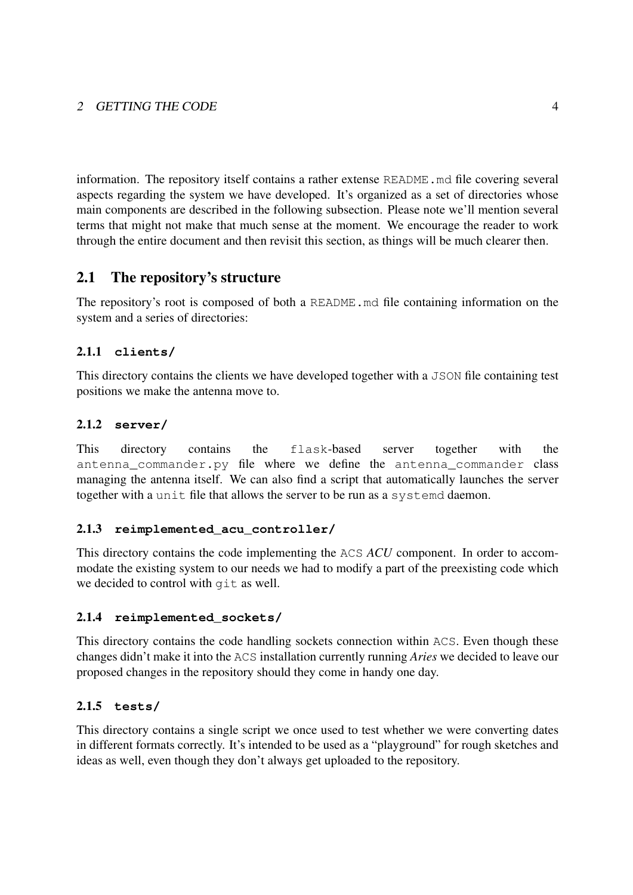information. The repository itself contains a rather extense `README.md` file covering several aspects regarding the system we have developed. It's organized as a set of directories whose main components are described in the following subsection. Please note we'll mention several terms that might not make that much sense at the moment. We encourage the reader to work through the entire document and then revisit this section, as things will be much clearer then.

## 2.1 The repository's structure

The repository's root is composed of both a `README.md` file containing information on the system and a series of directories:

### 2.1.1 `clients/`

This directory contains the clients we have developed together with a `JSON` file containing test positions we make the antenna move to.

### 2.1.2 `server/`

This directory contains the `flask`-based server together with the `antenna_commander.py` file where we define the `antenna_commander` class managing the antenna itself. We can also find a script that automatically launches the server together with a `unit` file that allows the server to be run as a `systemd` daemon.

### 2.1.3 `reimplemented_acu_controller/`

This directory contains the code implementing the `ACS` *ACU* component. In order to accommodate the existing system to our needs we had to modify a part of the preexisting code which we decided to control with `git` as well.

### 2.1.4 `reimplemented_sockets/`

This directory contains the code handling sockets connection within `ACS`. Even though these changes didn't make it into the `ACS` installation currently running *Aries* we decided to leave our proposed changes in the repository should they come in handy one day.

### 2.1.5 `tests/`

This directory contains a single script we once used to test whether we were converting dates in different formats correctly. It's intended to be used as a "playground" for rough sketches and ideas as well, even though they don't always get uploaded to the repository.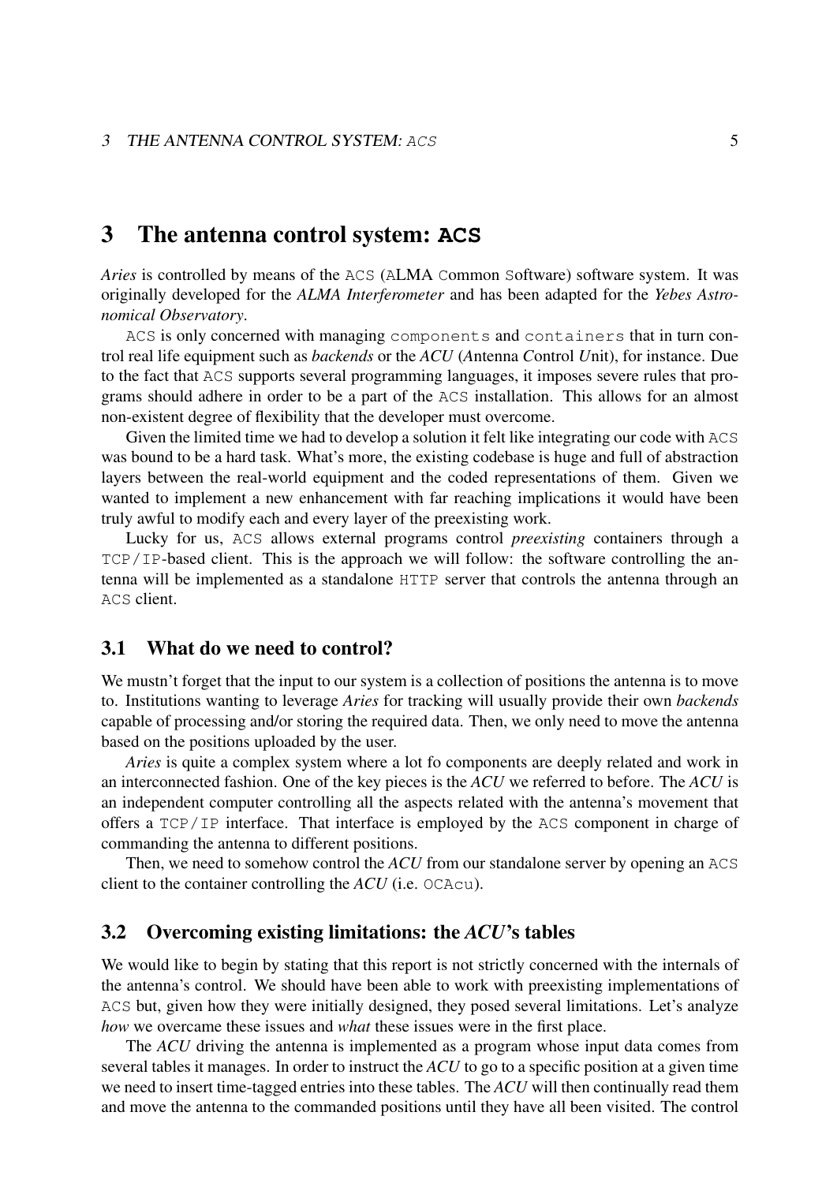# 3 The antenna control system: `ACS`

*Aries* is controlled by means of the `ACS` (ALMA Common Software) software system. It was originally developed for the *ALMA Interferometer* and has been adapted for the *Yebes Astronomical Observatory*.

`ACS` is only concerned with managing `components` and `containers` that in turn control real life equipment such as *backends* or the *ACU* (*A*ntenna *C*ontrol *U*nit), for instance. Due to the fact that `ACS` supports several programming languages, it imposes severe rules that programs should adhere in order to be a part of the `ACS` installation. This allows for an almost non-existent degree of flexibility that the developer must overcome.

Given the limited time we had to develop a solution it felt like integrating our code with `ACS` was bound to be a hard task. What's more, the existing codebase is huge and full of abstraction layers between the real-world equipment and the coded representations of them. Given we wanted to implement a new enhancement with far reaching implications it would have been truly awful to modify each and every layer of the preexisting work.

Lucky for us, `ACS` allows external programs control *preexisting* containers through a `TCP/IP`-based client. This is the approach we will follow: the software controlling the antenna will be implemented as a standalone `HTTP` server that controls the antenna through an `ACS` client.

## 3.1 What do we need to control?

We mustn't forget that the input to our system is a collection of positions the antenna is to move to. Institutions wanting to leverage *Aries* for tracking will usually provide their own *backends* capable of processing and/or storing the required data. Then, we only need to move the antenna based on the positions uploaded by the user.

*Aries* is quite a complex system where a lot fo components are deeply related and work in an interconnected fashion. One of the key pieces is the *ACU* we referred to before. The *ACU* is an independent computer controlling all the aspects related with the antenna's movement that offers a `TCP/IP` interface. That interface is employed by the `ACS` component in charge of commanding the antenna to different positions.

Then, we need to somehow control the *ACU* from our standalone server by opening an `ACS` client to the container controlling the *ACU* (i.e. `OCAcu`).

## 3.2 Overcoming existing limitations: the *ACU*'s tables

We would like to begin by stating that this report is not strictly concerned with the internals of the antenna's control. We should have been able to work with preexisting implementations of `ACS` but, given how they were initially designed, they posed several limitations. Let's analyze *how* we overcame these issues and *what* these issues were in the first place.

The *ACU* driving the antenna is implemented as a program whose input data comes from several tables it manages. In order to instruct the *ACU* to go to a specific position at a given time we need to insert time-tagged entries into these tables. The *ACU* will then continually read them and move the antenna to the commanded positions until they have all been visited. The control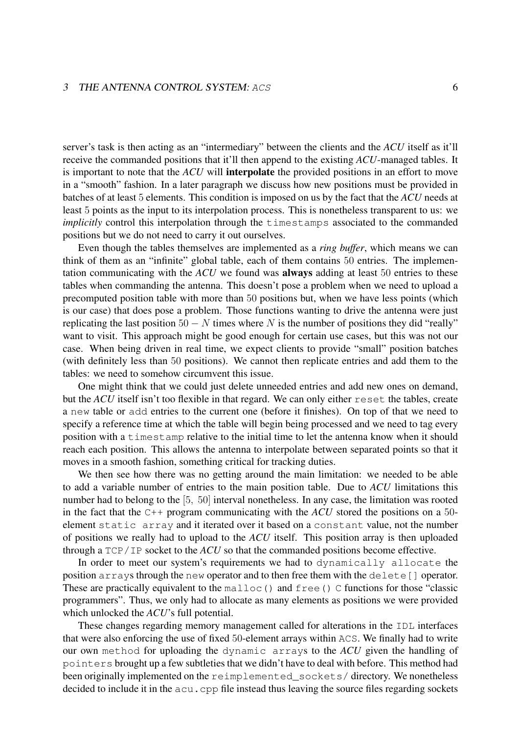server's task is then acting as an "intermediary" between the clients and the *ACU* itself as it'll receive the commanded positions that it'll then append to the existing *ACU*-managed tables. It is important to note that the *ACU* will **interpolate** the provided positions in an effort to move in a "smooth" fashion. In a later paragraph we discuss how new positions must be provided in batches of at least $5$ elements. This condition is imposed on us by the fact that the *ACU* needs at least $5$ points as the input to its interpolation process. This is nonetheless transparent to us: we *implicitly* control this interpolation through the `timestamps` associated to the commanded positions but we do not need to carry it out ourselves.

Even though the tables themselves are implemented as a *ring buffer*, which means we can think of them as an "infinite" global table, each of them contains $50$ entries. The implementation communicating with the *ACU* we found was **always** adding at least $50$ entries to these tables when commanding the antenna. This doesn't pose a problem when we need to upload a precomputed position table with more than $50$ positions but, when we have less points (which is our case) that does pose a problem. Those functions wanting to drive the antenna were just replicating the last position $50 - N$ times where $N$ is the number of positions they did "really" want to visit. This approach might be good enough for certain use cases, but this was not our case. When being driven in real time, we expect clients to provide "small" position batches (with definitely less than $50$ positions). We cannot then replicate entries and add them to the tables: we need to somehow circumvent this issue.

One might think that we could just delete unneeded entries and add new ones on demand, but the *ACU* itself isn't too flexible in that regard. We can only either `reset` the tables, create a `new` table or `add` entries to the current one (before it finishes). On top of that we need to specify a reference time at which the table will begin being processed and we need to tag every position with a `timestamp` relative to the initial time to let the antenna know when it should reach each position. This allows the antenna to interpolate between separated points so that it moves in a smooth fashion, something critical for tracking duties.

We then see how there was no getting around the main limitation: we needed to be able to add a variable number of entries to the main position table. Due to *ACU* limitations this number had to belong to the $[5,\ 50]$ interval nonetheless. In any case, the limitation was rooted in the fact that the `C++` program communicating with the *ACU* stored the positions on a $50$-element `static array` and it iterated over it based on a `constant` value, not the number of positions we really had to upload to the *ACU* itself. This position array is then uploaded through a `TCP/IP` socket to the *ACU* so that the commanded positions become effective.

In order to meet our system's requirements we had to `dynamically allocate` the position `array`s through the `new` operator and to then free them with the `delete[]` operator. These are practically equivalent to the `malloc()` and `free()` `C` functions for those "classic programmers". Thus, we only had to allocate as many elements as positions we were provided which unlocked the *ACU*'s full potential.

These changes regarding memory management called for alterations in the `IDL` interfaces that were also enforcing the use of fixed $50$-element arrays within `ACS`. We finally had to write our own `method` for uploading the `dynamic array`s to the *ACU* given the handling of `pointers` brought up a few subtleties that we didn't have to deal with before. This method had been originally implemented on the `reimplemented_sockets/` directory. We nonetheless decided to include it in the `acu.cpp` file instead thus leaving the source files regarding sockets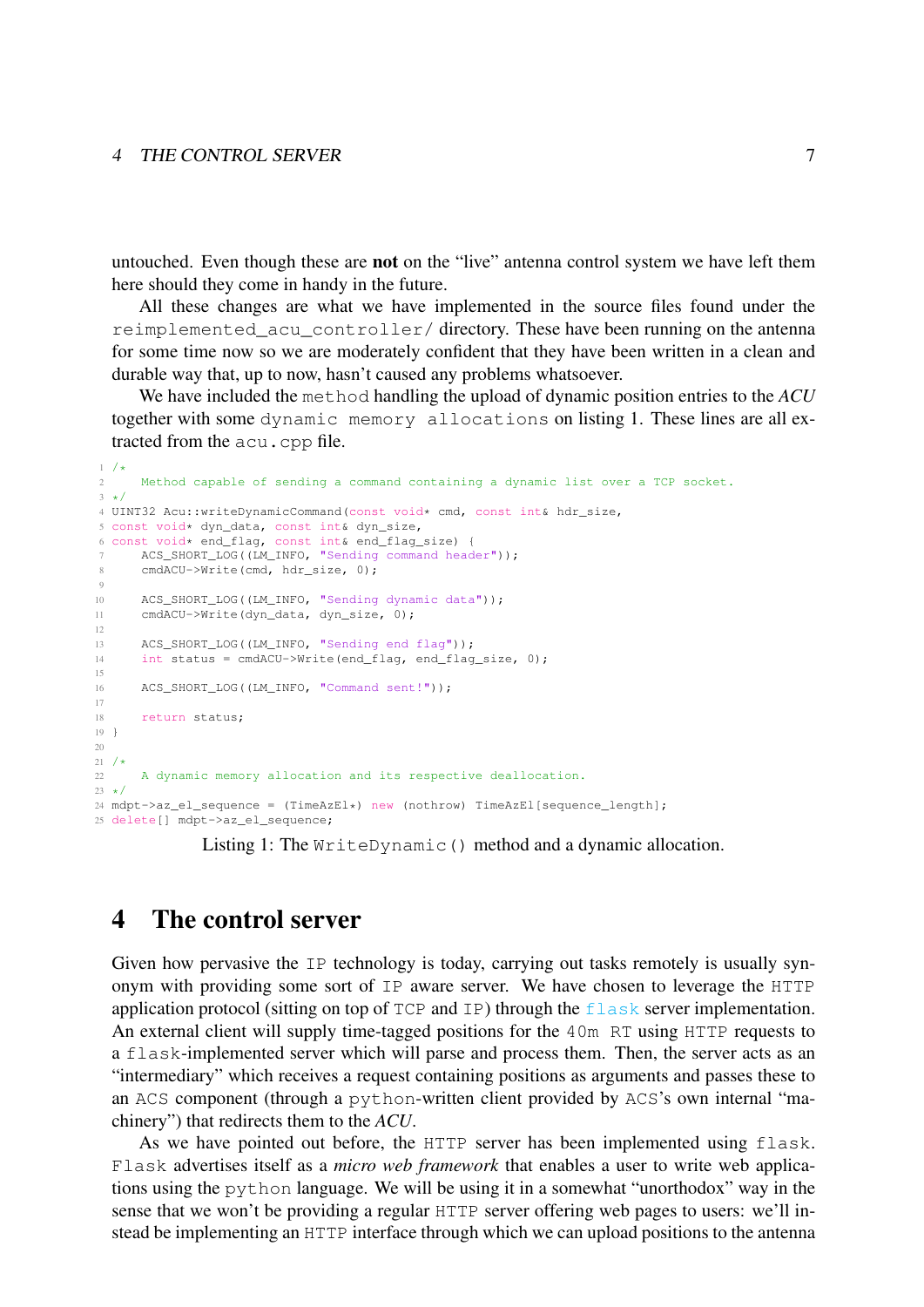untouched. Even though these are **not** on the “live” antenna control system we have left them here should they come in handy in the future.

All these changes are what we have implemented in the source files found under the `reimplemented_acu_controller/` directory. These have been running on the antenna for some time now so we are moderately confident that they have been written in a clean and durable way that, up to now, hasn’t caused any problems whatsoever.

We have included the `method` handling the upload of dynamic position entries to the *ACU* together with some `dynamic memory allocations` on listing 1. These lines are all extracted from the `acu.cpp` file.

```
/*
    Method capable of sending a command containing a dynamic list over a TCP socket.
*/
UINT32 Acu::writeDynamicCommand(const void* cmd, const int& hdr_size,
const void* dyn_data, const int& dyn_size,
const void* end_flag, const int& end_flag_size) {
    ACS_SHORT_LOG((LM_INFO, "Sending command header"));
    cmdACU->Write(cmd, hdr_size, 0);

    ACS_SHORT_LOG((LM_INFO, "Sending dynamic data"));
    cmdACU->Write(dyn_data, dyn_size, 0);

    ACS_SHORT_LOG((LM_INFO, "Sending end flag"));
    int status = cmdACU->Write(end_flag, end_flag_size, 0);

    ACS_SHORT_LOG((LM_INFO, "Command sent!"));

    return status;
}

/*
    A dynamic memory allocation and its respective deallocation.
*/
mdpt->az_el_sequence = (TimeAzEl*) new (nothrow) TimeAzEl[sequence_length];
delete[] mdpt->az_el_sequence;
```

Listing 1: The `WriteDynamic()` method and a dynamic allocation.

# 4 The control server

Given how pervasive the `IP` technology is today, carrying out tasks remotely is usually synonym with providing some sort of `IP` aware server. We have chosen to leverage the `HTTP` application protocol (sitting on top of `TCP` and `IP`) through the `flask` server implementation. An external client will supply time-tagged positions for the `40m RT` using `HTTP` requests to a `flask`-implemented server which will parse and process them. Then, the server acts as an “intermediary” which receives a request containing positions as arguments and passes these to an `ACS` component (through a `python`-written client provided by `ACS`’s own internal “machinery”) that redirects them to the *ACU*.

As we have pointed out before, the `HTTP` server has been implemented using `flask`. `Flask` advertises itself as a *micro web framework* that enables a user to write web applications using the `python` language. We will be using it in a somewhat “unorthodox” way in the sense that we won’t be providing a regular `HTTP` server offering web pages to users: we’ll instead be implementing an `HTTP` interface through which we can upload positions to the antenna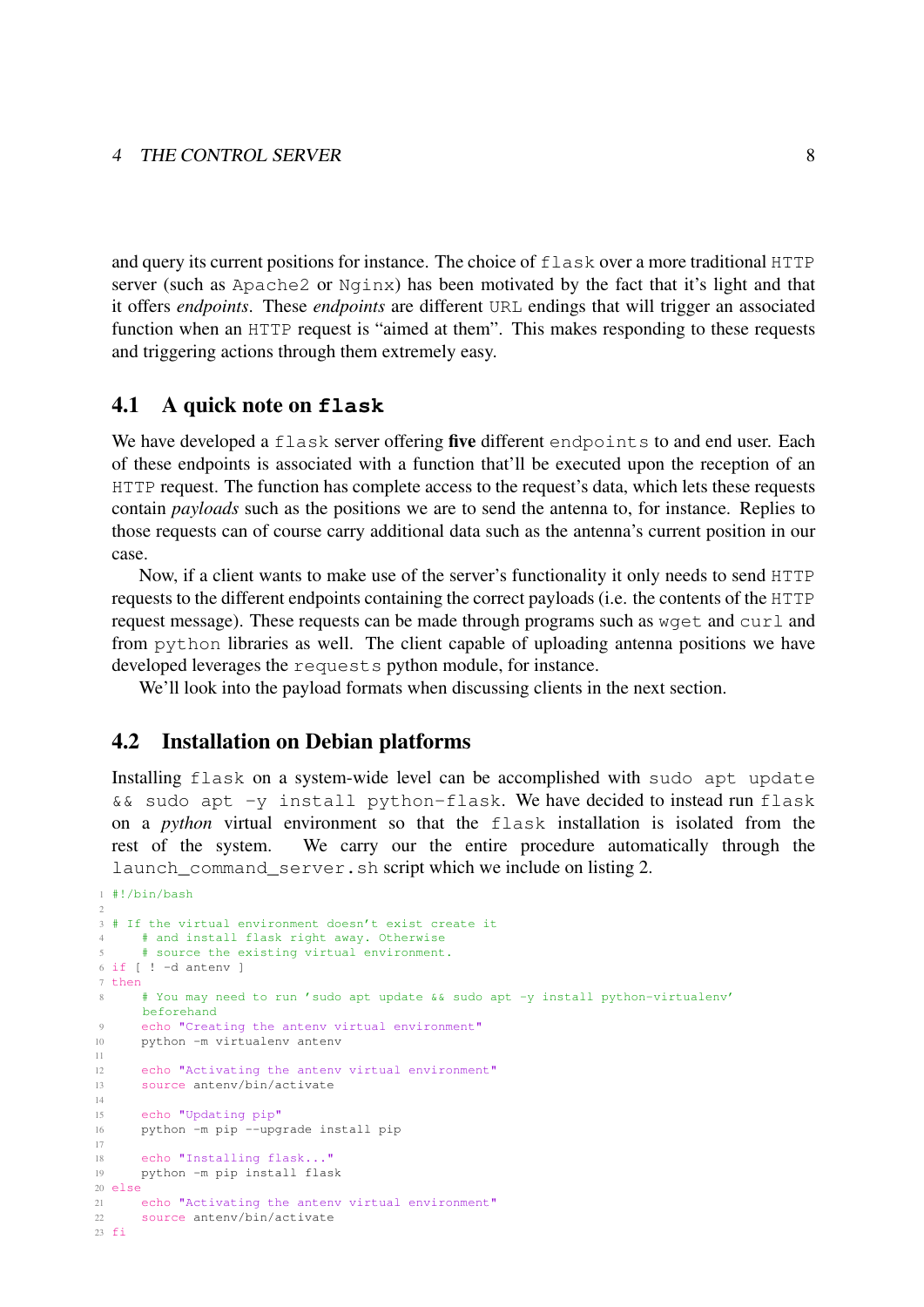and query its current positions for instance. The choice of flask over a more traditional HTTP server (such as Apache2 or Nginx) has been motivated by the fact that it's light and that it offers *endpoints*. These *endpoints* are different URL endings that will trigger an associated function when an HTTP request is "aimed at them". This makes responding to these requests and triggering actions through them extremely easy.

## 4.1 A quick note on flask

We have developed a flask server offering **five** different endpoints to and end user. Each of these endpoints is associated with a function that'll be executed upon the reception of an HTTP request. The function has complete access to the request's data, which lets these requests contain *payloads* such as the positions we are to send the antenna to, for instance. Replies to those requests can of course carry additional data such as the antenna's current position in our case.

Now, if a client wants to make use of the server's functionality it only needs to send HTTP requests to the different endpoints containing the correct payloads (i.e. the contents of the HTTP request message). These requests can be made through programs such as wget and curl and from python libraries as well. The client capable of uploading antenna positions we have developed leverages the requests python module, for instance.

We'll look into the payload formats when discussing clients in the next section.

## 4.2 Installation on Debian platforms

Installing flask on a system-wide level can be accomplished with sudo apt update && sudo apt -y install python-flask. We have decided to instead run flask on a *python* virtual environment so that the flask installation is isolated from the rest of the system. We carry our the entire procedure automatically through the launch_command_server.sh script which we include on listing 2.

```bash
#!/bin/bash

# If the virtual environment doesn't exist create it
    # and install flask right away. Otherwise
    # source the existing virtual environment.
if [ ! -d antenv ]
then
    # You may need to run 'sudo apt update && sudo apt -y install python-virtualenv' beforehand
    echo "Creating the antenv virtual environment"
    python -m virtualenv antenv

    echo "Activating the antenv virtual environment"
    source antenv/bin/activate

    echo "Updating pip"
    python -m pip --upgrade install pip

    echo "Installing flask..."
    python -m pip install flask
else
    echo "Activating the antenv virtual environment"
    source antenv/bin/activate
fi
```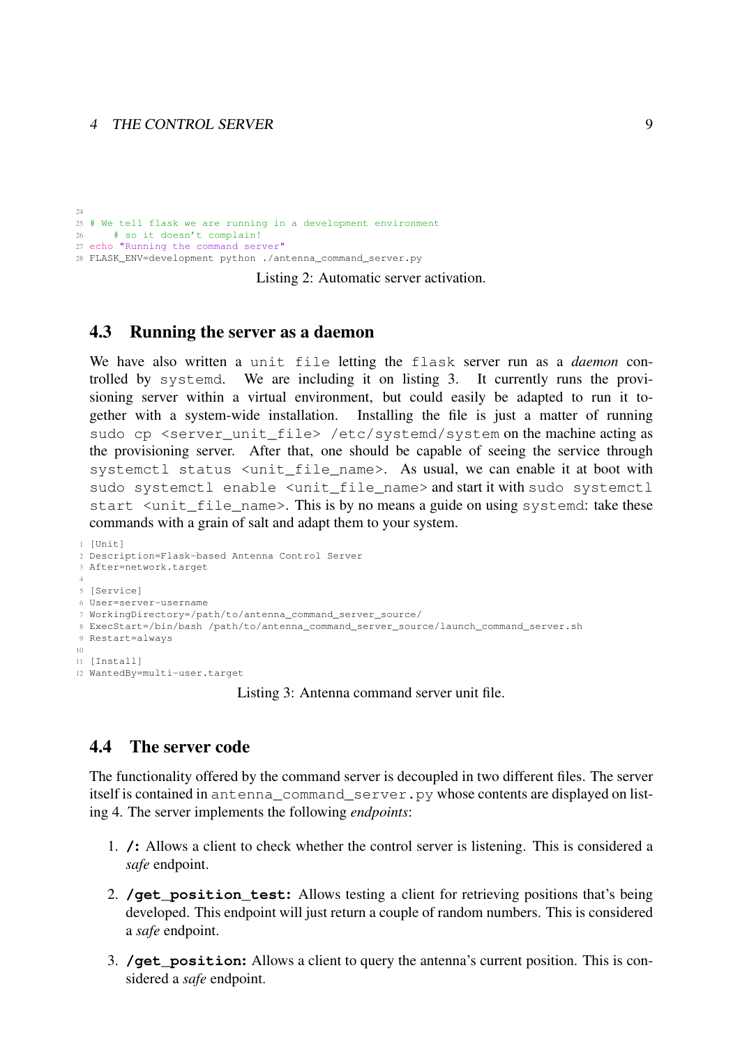```
# We tell flask we are running in a development environment
    # so it doesn't complain!
echo "Running the command server"
FLASK_ENV=development python ./antenna_command_server.py
```

Listing 2: Automatic server activation.

## 4.3 Running the server as a daemon

We have also written a `unit file` letting the `flask` server run as a *daemon* controlled by `systemd`. We are including it on listing 3. It currently runs the provisioning server within a virtual environment, but could easily be adapted to run it together with a system-wide installation. Installing the file is just a matter of running `sudo cp <server_unit_file> /etc/systemd/system` on the machine acting as the provisioning server. After that, one should be capable of seeing the service through `systemctl status <unit_file_name>`. As usual, we can enable it at boot with `sudo systemctl enable <unit_file_name>` and start it with `sudo systemctl start <unit_file_name>`. This is by no means a guide on using `systemd`: take these commands with a grain of salt and adapt them to your system.

```
[Unit]
Description=Flask-based Antenna Control Server
After=network.target

[Service]
User=server-username
WorkingDirectory=/path/to/antenna_command_server_source/
ExecStart=/bin/bash /path/to/antenna_command_server_source/launch_command_server.sh
Restart=always

[Install]
WantedBy=multi-user.target
```

Listing 3: Antenna command server unit file.

## 4.4 The server code

The functionality offered by the command server is decoupled in two different files. The server itself is contained in `antenna_command_server.py` whose contents are displayed on listing 4. The server implements the following *endpoints*:

1. **`/`:** Allows a client to check whether the control server is listening. This is considered a *safe* endpoint.
2. **`/get_position_test`:** Allows testing a client for retrieving positions that's being developed. This endpoint will just return a couple of random numbers. This is considered a *safe* endpoint.
3. **`/get_position`:** Allows a client to query the antenna's current position. This is considered a *safe* endpoint.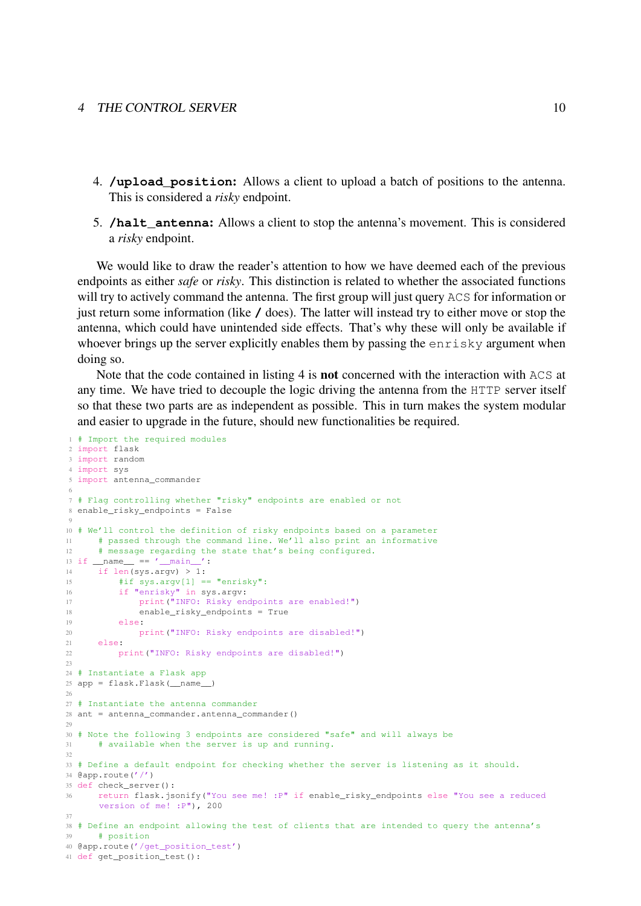4. **/upload_position:** Allows a client to upload a batch of positions to the antenna. This is considered a *risky* endpoint.

5. **/halt_antenna:** Allows a client to stop the antenna's movement. This is considered a *risky* endpoint.

We would like to draw the reader's attention to how we have deemed each of the previous endpoints as either *safe* or *risky*. This distinction is related to whether the associated functions will try to actively command the antenna. The first group will just query ACS for information or just return some information (like / does). The latter will instead try to either move or stop the antenna, which could have unintended side effects. That's why these will only be available if whoever brings up the server explicitly enables them by passing the enrisky argument when doing so.

Note that the code contained in listing 4 is **not** concerned with the interaction with ACS at any time. We have tried to decouple the logic driving the antenna from the HTTP server itself so that these two parts are as independent as possible. This in turn makes the system modular and easier to upgrade in the future, should new functionalities be required.

```
1  # Import the required modules
2  import flask
3  import random
4  import sys
5  import antenna_commander
6
7  # Flag controlling whether "risky" endpoints are enabled or not
8  enable_risky_endpoints = False
9
10 # We'll control the definition of risky endpoints based on a parameter
11     # passed through the command line. We'll also print an informative
12     # message regarding the state that's being configured.
13 if __name__ == '__main__':
14     if len(sys.argv) > 1:
15         #if sys.argv[1] == "enrisky":
16         if "enrisky" in sys.argv:
17             print("INFO: Risky endpoints are enabled!")
18             enable_risky_endpoints = True
19         else:
20             print("INFO: Risky endpoints are disabled!")
21     else:
22         print("INFO: Risky endpoints are disabled!")
23
24 # Instantiate a Flask app
25 app = flask.Flask(__name__)
26
27 # Instantiate the antenna commander
28 ant = antenna_commander.antenna_commander()
29
30 # Note the following 3 endpoints are considered "safe" and will always be
31     # available when the server is up and running.
32
33 # Define a default endpoint for checking whether the server is listening as it should.
34 @app.route('/')
35 def check_server():
36     return flask.jsonify("You see me! :P" if enable_risky_endpoints else "You see a reduced
       version of me! :P"), 200
37
38 # Define an endpoint allowing the test of clients that are intended to query the antenna's
39     # position
40 @app.route('/get_position_test')
41 def get_position_test():
```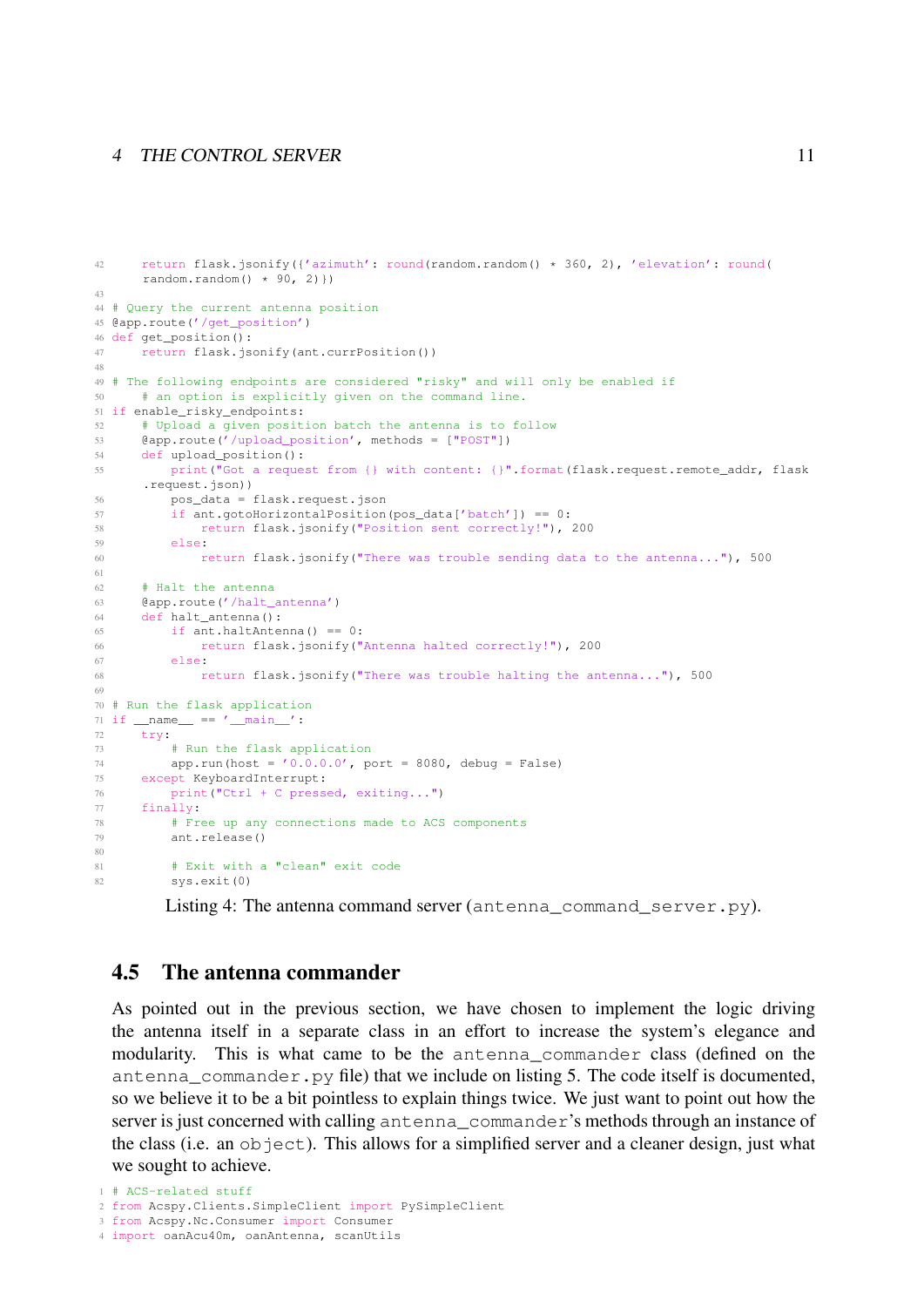```python
    return flask.jsonify({'azimuth': round(random.random() * 360, 2), 'elevation': round(
    random.random() * 90, 2)})

# Query the current antenna position
@app.route('/get_position')
def get_position():
    return flask.jsonify(ant.currPosition())

# The following endpoints are considered "risky" and will only be enabled if
    # an option is explicitly given on the command line.
if enable_risky_endpoints:
    # Upload a given position batch the antenna is to follow
    @app.route('/upload_position', methods = ["POST"])
    def upload_position():
        print("Got a request from {} with content: {}".format(flask.request.remote_addr, flask
    .request.json))
        pos_data = flask.request.json
        if ant.gotoHorizontalPosition(pos_data['batch']) == 0:
            return flask.jsonify("Position sent correctly!"), 200
        else:
            return flask.jsonify("There was trouble sending data to the antenna..."), 500

    # Halt the antenna
    @app.route('/halt_antenna')
    def halt_antenna():
        if ant.haltAntenna() == 0:
            return flask.jsonify("Antenna halted correctly!"), 200
        else:
            return flask.jsonify("There was trouble halting the antenna..."), 500

# Run the flask application
if __name__ == '__main__':
    try:
        # Run the flask application
        app.run(host = '0.0.0.0', port = 8080, debug = False)
    except KeyboardInterrupt:
        print("Ctrl + C pressed, exiting...")
    finally:
        # Free up any connections made to ACS components
        ant.release()

        # Exit with a "clean" exit code
        sys.exit(0)
```

Listing 4: The antenna command server (antenna_command_server.py).

## 4.5 The antenna commander

As pointed out in the previous section, we have chosen to implement the logic driving the antenna itself in a separate class in an effort to increase the system's elegance and modularity. This is what came to be the antenna_commander class (defined on the antenna_commander.py file) that we include on listing 5. The code itself is documented, so we believe it to be a bit pointless to explain things twice. We just want to point out how the server is just concerned with calling antenna_commander's methods through an instance of the class (i.e. an object). This allows for a simplified server and a cleaner design, just what we sought to achieve.

```python
# ACS-related stuff
from Acspy.Clients.SimpleClient import PySimpleClient
from Acspy.Nc.Consumer import Consumer
import oanAcu40m, oanAntenna, scanUtils
```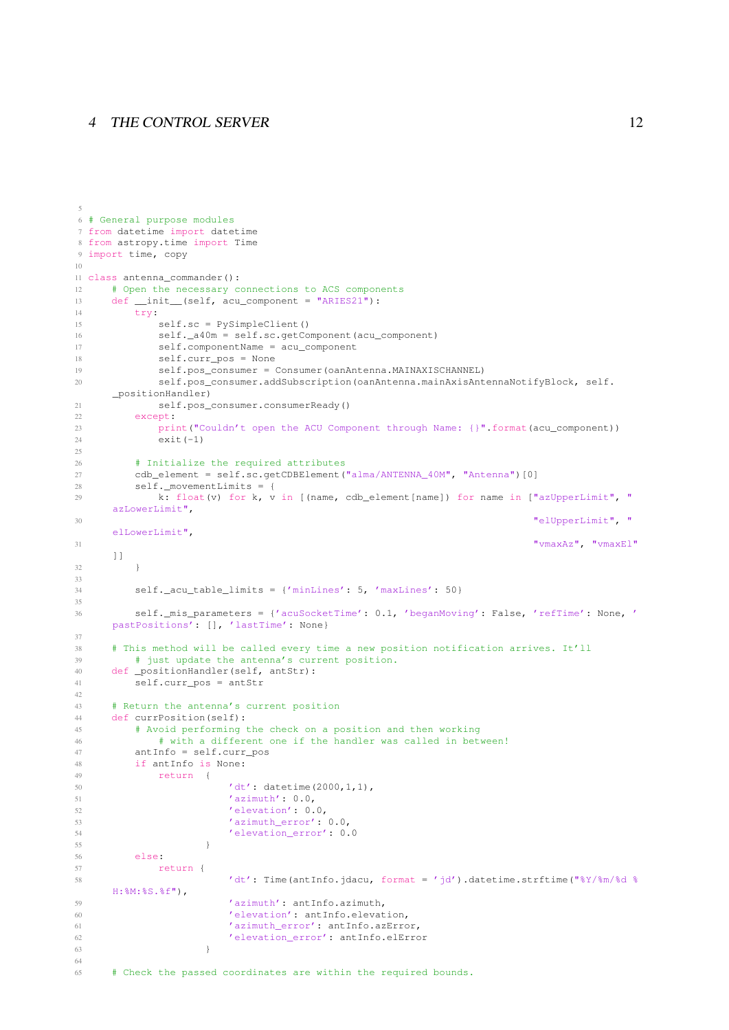```python
# General purpose modules
from datetime import datetime
from astropy.time import Time
import time, copy

class antenna_commander():
    # Open the necessary connections to ACS components
    def __init__(self, acu_component = "ARIES21"):
        try:
            self.sc = PySimpleClient()
            self._a40m = self.sc.getComponent(acu_component)
            self.componentName = acu_component
            self.curr_pos = None
            self.pos_consumer = Consumer(oanAntenna.MAINAXISCHANNEL)
            self.pos_consumer.addSubscription(oanAntenna.mainAxisAntennaNotifyBlock, self.
    _positionHandler)
            self.pos_consumer.consumerReady()
        except:
            print("Couldn't open the ACU Component through Name: {}".format(acu_component))
            exit(-1)

        # Initialize the required attributes
        cdb_element = self.sc.getCDBElement("alma/ANTENNA_40M", "Antenna")[0]
        self._movementLimits = {
            k: float(v) for k, v in [(name, cdb_element[name]) for name in ["azUpperLimit", "
    azLowerLimit",
                                                                            "elUpperLimit", "
    elLowerLimit",
                                                                            "vmaxAz", "vmaxEl"
    ]]
        }

        self._acu_table_limits = {'minLines': 5, 'maxLines': 50}

        self._mis_parameters = {'acuSocketTime': 0.1, 'beganMoving': False, 'refTime': None, '
    pastPositions': [], 'lastTime': None}

    # This method will be called every time a new position notification arrives. It'll
        # just update the antenna's current position.
    def _positionHandler(self, antStr):
        self.curr_pos = antStr

    # Return the antenna's current position
    def currPosition(self):
        # Avoid performing the check on a position and then working
            # with a different one if the handler was called in between!
        antInfo = self.curr_pos
        if antInfo is None:
            return  {
                        'dt': datetime(2000,1,1),
                        'azimuth': 0.0,
                        'elevation': 0.0,
                        'azimuth_error': 0.0,
                        'elevation_error': 0.0
                    }
        else:
            return {
                        'dt': Time(antInfo.jdacu, format = 'jd').datetime.strftime("%Y/%m/%d %
    H:%M:%S.%f"),
                        'azimuth': antInfo.azimuth,
                        'elevation': antInfo.elevation,
                        'azimuth_error': antInfo.azError,
                        'elevation_error': antInfo.elError
                    }

    # Check the passed coordinates are within the required bounds.
```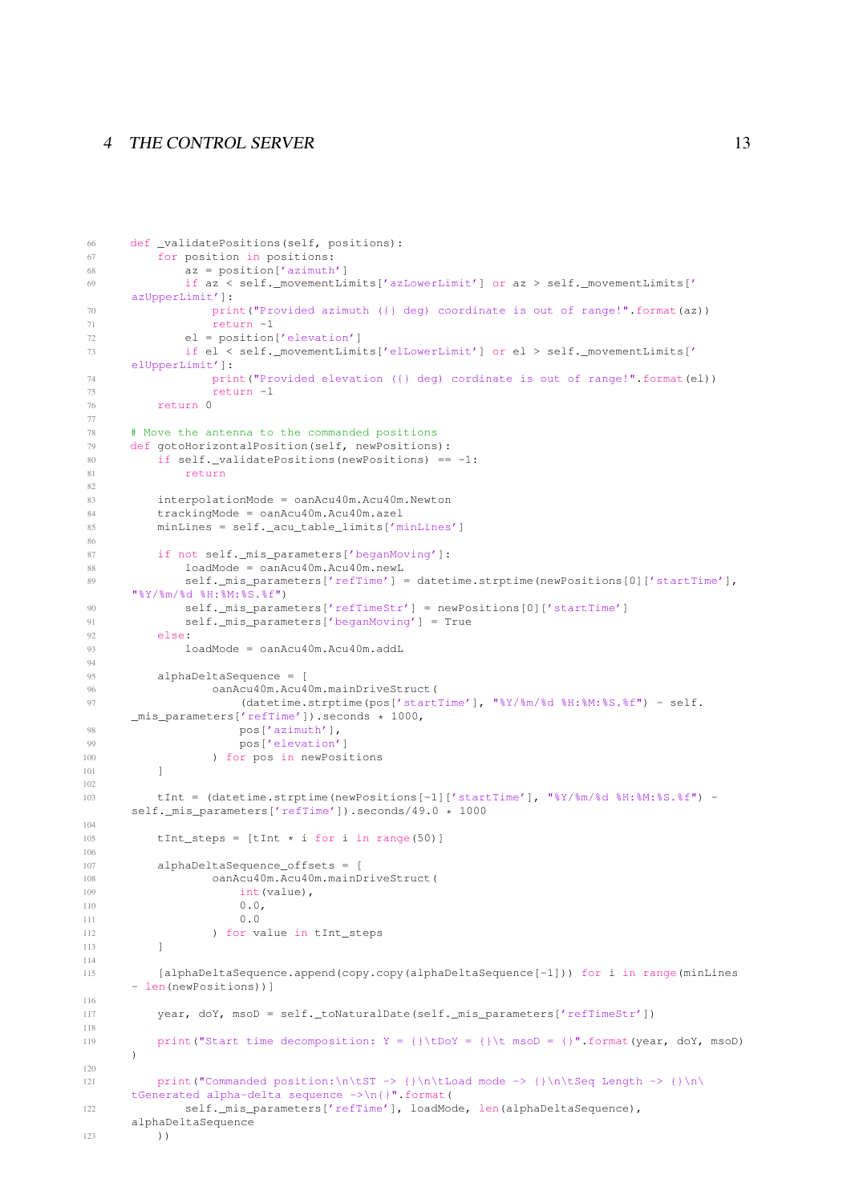```python
    def _validatePositions(self, positions):
        for position in positions:
            az = position['azimuth']
            if az < self._movementLimits['azLowerLimit'] or az > self._movementLimits['azUpperLimit']:
                print("Provided azimuth ({} deg) coordinate is out of range!".format(az))
                return -1
            el = position['elevation']
            if el < self._movementLimits['elLowerLimit'] or el > self._movementLimits['elUpperLimit']:
                print("Provided elevation ({} deg) cordinate is out of range!".format(el))
                return -1
        return 0

    # Move the antenna to the commanded positions
    def gotoHorizontalPosition(self, newPositions):
        if self._validatePositions(newPositions) == -1:
            return

        interpolationMode = oanAcu40m.Acu40m.Newton
        trackingMode = oanAcu40m.Acu40m.azel
        minLines = self._acu_table_limits['minLines']

        if not self._mis_parameters['beganMoving']:
            loadMode = oanAcu40m.Acu40m.newL
            self._mis_parameters['refTime'] = datetime.strptime(newPositions[0]['startTime'], "%Y/%m/%d %H:%M:%S.%f")
            self._mis_parameters['refTimeStr'] = newPositions[0]['startTime']
            self._mis_parameters['beganMoving'] = True
        else:
            loadMode = oanAcu40m.Acu40m.addL

        alphaDeltaSequence = [
                oanAcu40m.Acu40m.mainDriveStruct(
                    (datetime.strptime(pos['startTime'], "%Y/%m/%d %H:%M:%S.%f") - self._mis_parameters['refTime']).seconds * 1000,
                    pos['azimuth'],
                    pos['elevation']
                ) for pos in newPositions
        ]

        tInt = (datetime.strptime(newPositions[-1]['startTime'], "%Y/%m/%d %H:%M:%S.%f") - self._mis_parameters['refTime']).seconds/49.0 * 1000

        tInt_steps = [tInt * i for i in range(50)]

        alphaDeltaSequence_offsets = [
                oanAcu40m.Acu40m.mainDriveStruct(
                    int(value),
                    0.0,
                    0.0
                ) for value in tInt_steps
        ]

        [alphaDeltaSequence.append(copy.copy(alphaDeltaSequence[-1])) for i in range(minLines - len(newPositions))]

        year, doY, msoD = self._toNaturalDate(self._mis_parameters['refTimeStr'])

        print("Start time decomposition: Y = {}\tDoY = {}\t msoD = {}".format(year, doY, msoD))

        print("Commanded position:\n\tST -> {}\n\tLoad mode -> {}\n\tSeq Length -> {}\n\tGenerated alpha-delta sequence ->\n{}".format(
            self._mis_parameters['refTime'], loadMode, len(alphaDeltaSequence), alphaDeltaSequence
        ))
```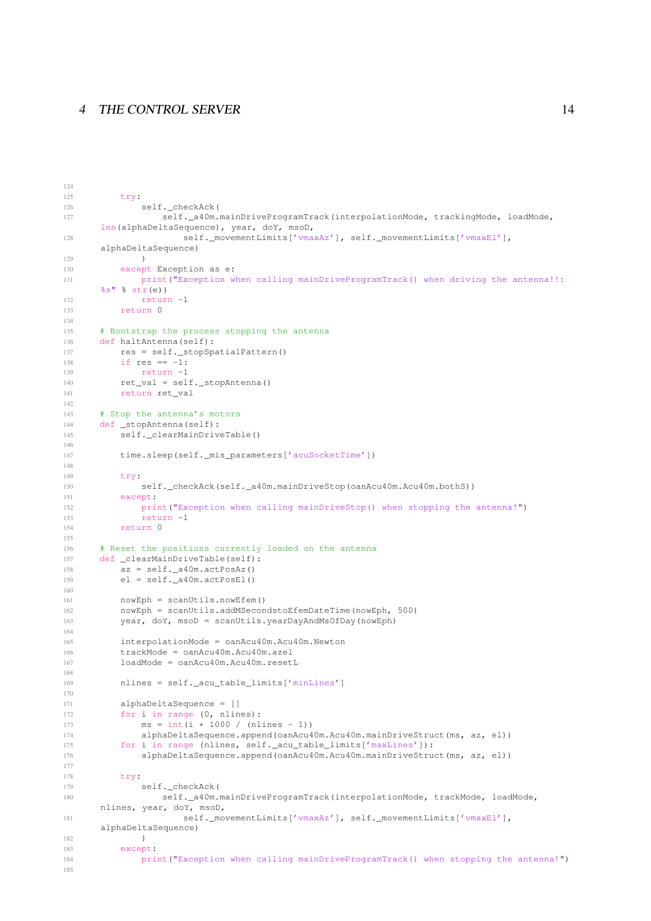```python
        try:
            self._checkAck(
                self._a40m.mainDriveProgramTrack(interpolationMode, trackingMode, loadMode,
    len(alphaDeltaSequence), year, doY, msoD,
                    self._movementLimits['vmaxAz'], self._movementLimits['vmaxEl'],
    alphaDeltaSequence)
            )
        except Exception as e:
            print("Exception when calling mainDriveProgramTrack() when driving the antenna!!:
    %s" % str(e))
            return -1
        return 0

    # Bootstrap the process stopping the antenna
    def haltAntenna(self):
        res = self._stopSpatialPattern()
        if res == -1:
            return -1
        ret_val = self._stopAntenna()
        return ret_val

    # Stop the antenna's motors
    def _stopAntenna(self):
        self._clearMainDriveTable()

        time.sleep(self._mis_parameters['acuSocketTime'])

        try:
            self._checkAck(self._a40m.mainDriveStop(oanAcu40m.Acu40m.bothS))
        except:
            print("Exception when calling mainDriveStop() when stopping the antenna!")
            return -1
        return 0

    # Reset the positions currently loaded on the antenna
    def _clearMainDriveTable(self):
        az = self._a40m.actPosAz()
        el = self._a40m.actPosEl()

        nowEph = scanUtils.nowEfem()
        nowEph = scanUtils.addMSecondstoEfemDateTime(nowEph, 500)
        year, doY, msoD = scanUtils.yearDayAndMsOfDay(nowEph)

        interpolationMode = oanAcu40m.Acu40m.Newton
        trackMode = oanAcu40m.Acu40m.azel
        loadMode = oanAcu40m.Acu40m.resetL

        nlines = self._acu_table_limits['minLines']

        alphaDeltaSequence = []
        for i in range (0, nlines):
            ms = int(i * 1000 / (nlines - 1))
            alphaDeltaSequence.append(oanAcu40m.Acu40m.mainDriveStruct(ms, az, el))
        for i in range (nlines, self._acu_table_limits['maxLines']):
            alphaDeltaSequence.append(oanAcu40m.Acu40m.mainDriveStruct(ms, az, el))

        try:
            self._checkAck(
                self._a40m.mainDriveProgramTrack(interpolationMode, trackMode, loadMode,
    nlines, year, doY, msoD,
                    self._movementLimits['vmaxAz'], self._movementLimits['vmaxEl'],
    alphaDeltaSequence)
            )
        except:
            print("Exception when calling mainDriveProgramTrack() when stopping the antenna!")

```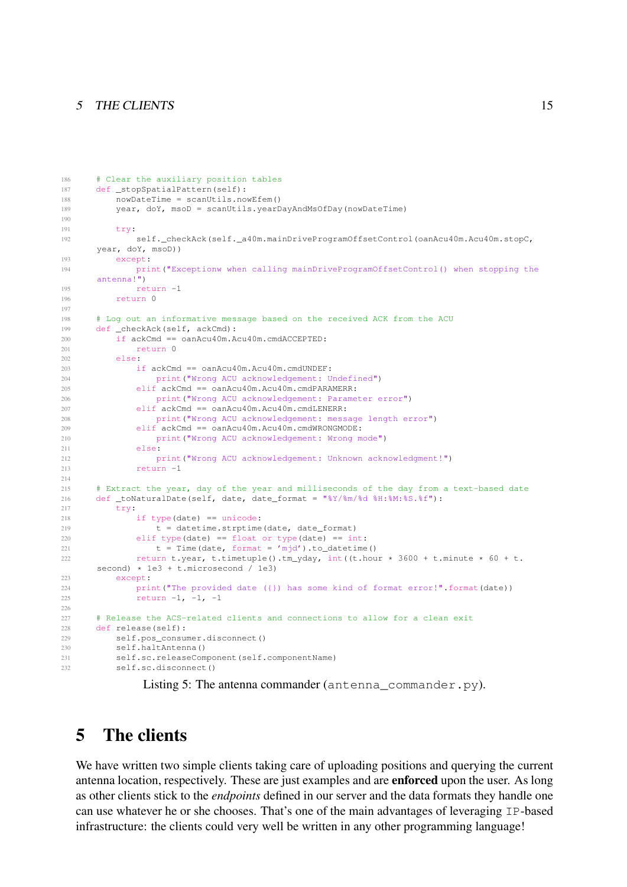```
    # Clear the auxiliary position tables
    def _stopSpatialPattern(self):
        nowDateTime = scanUtils.nowEfem()
        year, doY, msoD = scanUtils.yearDayAndMsOfDay(nowDateTime)

        try:
            self._checkAck(self._a40m.mainDriveProgramOffsetControl(oanAcu40m.Acu40m.stopC,
    year, doY, msoD))
        except:
            print("Exceptionw when calling mainDriveProgramOffsetControl() when stopping the
    antenna!")
            return -1
        return 0

    # Log out an informative message based on the received ACK from the ACU
    def _checkAck(self, ackCmd):
        if ackCmd == oanAcu40m.Acu40m.cmdACCEPTED:
            return 0
        else:
            if ackCmd == oanAcu40m.Acu40m.cmdUNDEF:
                print("Wrong ACU acknowledgement: Undefined")
            elif ackCmd == oanAcu40m.Acu40m.cmdPARAMERR:
                print("Wrong ACU acknowledgement: Parameter error")
            elif ackCmd == oanAcu40m.Acu40m.cmdLENERR:
                print("Wrong ACU acknowledgement: message length error")
            elif ackCmd == oanAcu40m.Acu40m.cmdWRONGMODE:
                print("Wrong ACU acknowledgement: Wrong mode")
            else:
                print("Wrong ACU acknowledgement: Unknown acknowledgment!")
            return -1

    # Extract the year, day of the year and milliseconds of the day from a text-based date
    def _toNaturalDate(self, date, date_format = "%Y/%m/%d %H:%M:%S.%f"):
        try:
            if type(date) == unicode:
                t = datetime.strptime(date, date_format)
            elif type(date) == float or type(date) == int:
                t = Time(date, format = 'mjd').to_datetime()
            return t.year, t.timetuple().tm_yday, int((t.hour * 3600 + t.minute * 60 + t.
    second) * 1e3 + t.microsecond / 1e3)
        except:
            print("The provided date ({}) has some kind of format error!".format(date))
            return -1, -1, -1

    # Release the ACS-related clients and connections to allow for a clean exit
    def release(self):
        self.pos_consumer.disconnect()
        self.haltAntenna()
        self.sc.releaseComponent(self.componentName)
        self.sc.disconnect()
```

Listing 5: The antenna commander (`antenna_commander.py`).

# 5 The clients

We have written two simple clients taking care of uploading positions and querying the current antenna location, respectively. These are just examples and are **enforced** upon the user. As long as other clients stick to the *endpoints* defined in our server and the data formats they handle one can use whatever he or she chooses. That's one of the main advantages of leveraging `IP`-based infrastructure: the clients could very well be written in any other programming language!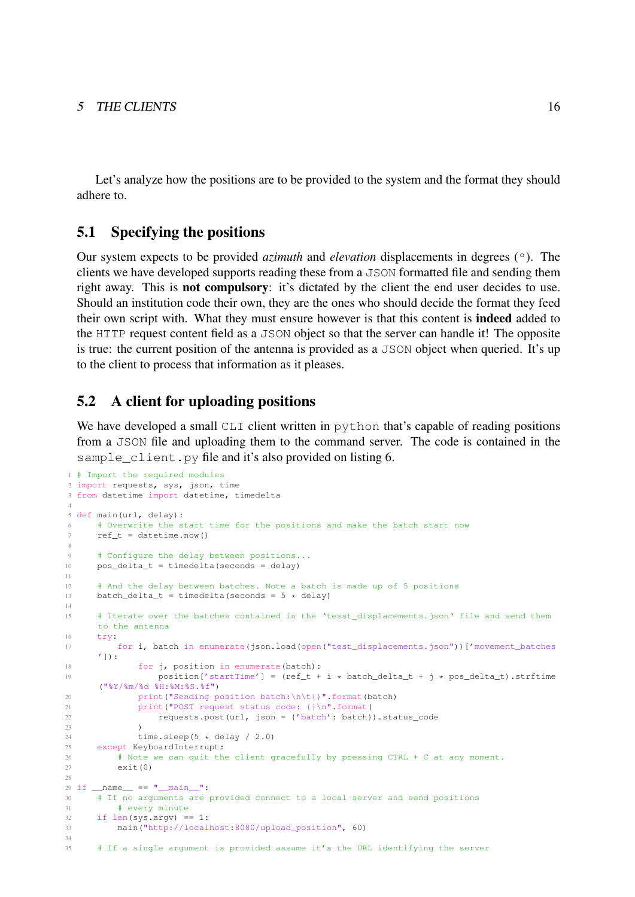Let's analyze how the positions are to be provided to the system and the format they should adhere to.

## 5.1 Specifying the positions

Our system expects to be provided *azimuth* and *elevation* displacements in degrees (°). The clients we have developed supports reading these from a `JSON` formatted file and sending them right away. This is **not compulsory**: it's dictated by the client the end user decides to use. Should an institution code their own, they are the ones who should decide the format they feed their own script with. What they must ensure however is that this content is **indeed** added to the `HTTP` request content field as a `JSON` object so that the server can handle it! The opposite is true: the current position of the antenna is provided as a `JSON` object when queried. It's up to the client to process that information as it pleases.

## 5.2 A client for uploading positions

We have developed a small `CLI` client written in `python` that's capable of reading positions from a `JSON` file and uploading them to the command server. The code is contained in the `sample_client.py` file and it's also provided on listing 6.

```python
# Import the required modules
import requests, sys, json, time
from datetime import datetime, timedelta

def main(url, delay):
    # Overwrite the start time for the positions and make the batch start now
    ref_t = datetime.now()

    # Configure the delay between positions...
    pos_delta_t = timedelta(seconds = delay)

    # And the delay between batches. Note a batch is made up of 5 positions
    batch_delta_t = timedelta(seconds = 5 * delay)

    # Iterate over the batches contained in the `tesst_displacements.json` file and send them to the antenna
    try:
        for i, batch in enumerate(json.load(open("test_displacements.json"))['movement_batches']):
            for j, position in enumerate(batch):
                position['startTime'] = (ref_t + i * batch_delta_t + j * pos_delta_t).strftime("%Y/%m/%d %H:%M:%S.%f")
            print("Sending position batch:\n\t{}".format(batch))
            print("POST request status code: {}\n".format(
                requests.post(url, json = {'batch': batch}).status_code
            )
            time.sleep(5 * delay / 2.0)
    except KeyboardInterrupt:
        # Note we can quit the client gracefully by pressing CTRL + C at any moment.
        exit(0)

if __name__ == "__main__":
    # If no arguments are provided connect to a local server and send positions
        # every minute
    if len(sys.argv) == 1:
        main("http://localhost:8080/upload_position", 60)

    # If a single argument is provided assume it's the URL identifying the server
```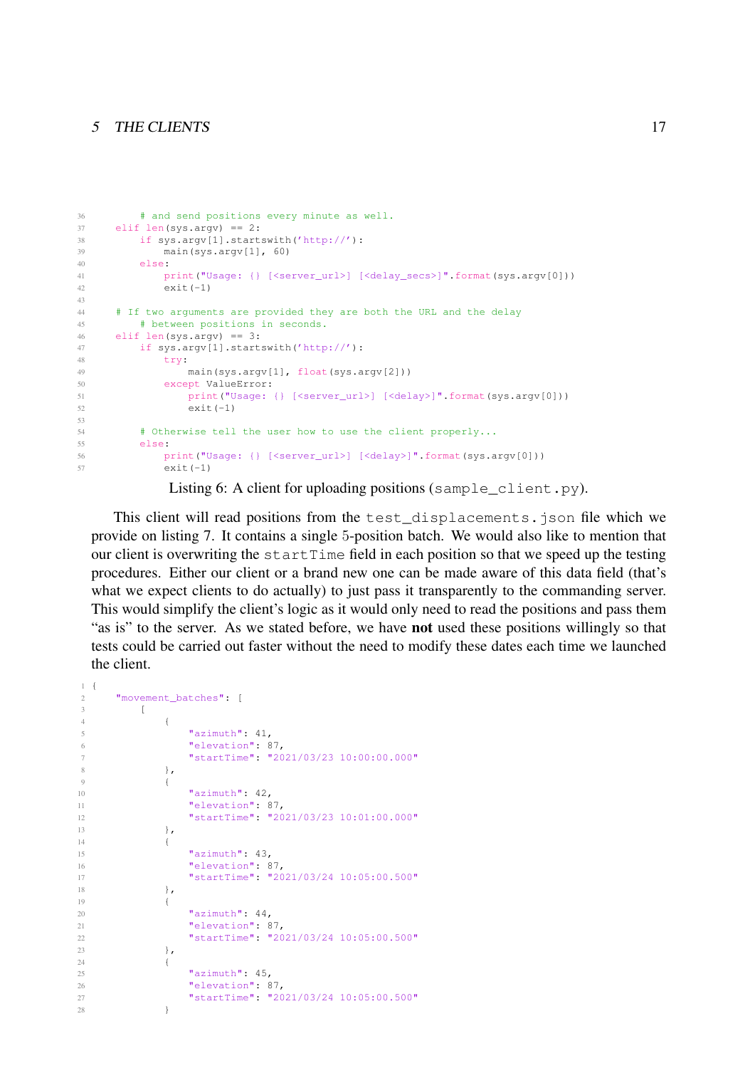```python
        # and send positions every minute as well.
    elif len(sys.argv) == 2:
        if sys.argv[1].startswith('http://'):
            main(sys.argv[1], 60)
        else:
            print("Usage: {} [<server_url>] [<delay_secs>]".format(sys.argv[0]))
            exit(-1)

    # If two arguments are provided they are both the URL and the delay
        # between positions in seconds.
    elif len(sys.argv) == 3:
        if sys.argv[1].startswith('http://'):
            try:
                main(sys.argv[1], float(sys.argv[2]))
            except ValueError:
                print("Usage: {} [<server_url>] [<delay>]".format(sys.argv[0]))
                exit(-1)

        # Otherwise tell the user how to use the client properly...
        else:
            print("Usage: {} [<server_url>] [<delay>]".format(sys.argv[0]))
            exit(-1)
```

Listing 6: A client for uploading positions (`sample_client.py`).

This client will read positions from the `test_displacements.json` file which we provide on listing 7. It contains a single 5-position batch. We would also like to mention that our client is overwriting the `startTime` field in each position so that we speed up the testing procedures. Either our client or a brand new one can be made aware of this data field (that's what we expect clients to do actually) to just pass it transparently to the commanding server. This would simplify the client's logic as it would only need to read the positions and pass them "as is" to the server. As we stated before, we have **not** used these positions willingly so that tests could be carried out faster without the need to modify these dates each time we launched the client.

```json
{
    "movement_batches": [
        [
            {
                "azimuth": 41,
                "elevation": 87,
                "startTime": "2021/03/23 10:00:00.000"
            },
            {
                "azimuth": 42,
                "elevation": 87,
                "startTime": "2021/03/23 10:01:00.000"
            },
            {
                "azimuth": 43,
                "elevation": 87,
                "startTime": "2021/03/24 10:05:00.500"
            },
            {
                "azimuth": 44,
                "elevation": 87,
                "startTime": "2021/03/24 10:05:00.500"
            },
            {
                "azimuth": 45,
                "elevation": 87,
                "startTime": "2021/03/24 10:05:00.500"
            }
```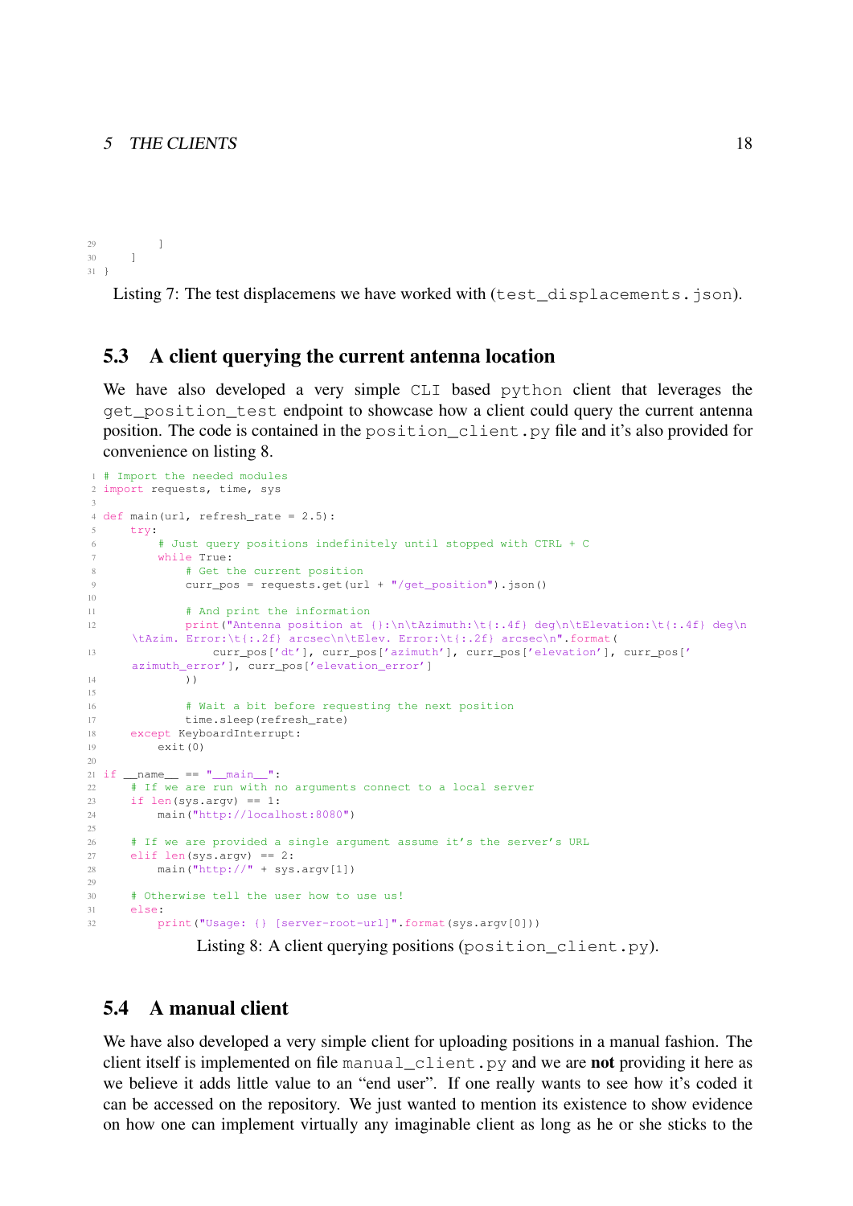```
        ]
    ]
}
```

Listing 7: The test displacemens we have worked with (`test_displacements.json`).

## 5.3 A client querying the current antenna location

We have also developed a very simple `CLI` based `python` client that leverages the `get_position_test` endpoint to showcase how a client could query the current antenna position. The code is contained in the `position_client.py` file and it's also provided for convenience on listing 8.

```python
# Import the needed modules
import requests, time, sys

def main(url, refresh_rate = 2.5):
    try:
        # Just query positions indefinitely until stopped with CTRL + C
        while True:
            # Get the current position
            curr_pos = requests.get(url + "/get_position").json()

            # And print the information
            print("Antenna position at {}:\n\tAzimuth:\t{:.4f} deg\n\tElevation:\t{:.4f} deg\n\tAzim. Error:\t{:.2f} arcsec\n\tElev. Error:\t{:.2f} arcsec\n".format(
                curr_pos['dt'], curr_pos['azimuth'], curr_pos['elevation'], curr_pos['azimuth_error'], curr_pos['elevation_error']
            ))

            # Wait a bit before requesting the next position
            time.sleep(refresh_rate)
    except KeyboardInterrupt:
        exit(0)

if __name__ == "__main__":
    # If we are run with no arguments connect to a local server
    if len(sys.argv) == 1:
        main("http://localhost:8080")

    # If we are provided a single argument assume it's the server's URL
    elif len(sys.argv) == 2:
        main("http://" + sys.argv[1])

    # Otherwise tell the user how to use us!
    else:
        print("Usage: {} [server-root-url]".format(sys.argv[0]))
```

Listing 8: A client querying positions (`position_client.py`).

## 5.4 A manual client

We have also developed a very simple client for uploading positions in a manual fashion. The client itself is implemented on file `manual_client.py` and we are **not** providing it here as we believe it adds little value to an "end user". If one really wants to see how it's coded it can be accessed on the repository. We just wanted to mention its existence to show evidence on how one can implement virtually any imaginable client as long as he or she sticks to the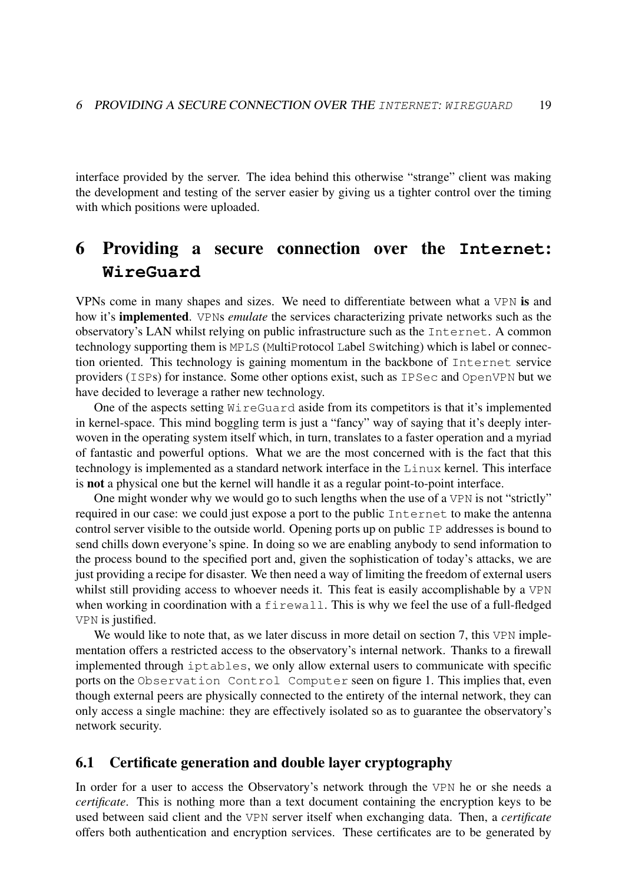interface provided by the server. The idea behind this otherwise "strange" client was making the development and testing of the server easier by giving us a tighter control over the timing with which positions were uploaded.

# 6 Providing a secure connection over the `Internet`: `WireGuard`

VPNs come in many shapes and sizes. We need to differentiate between what a `VPN` **is** and how it's **implemented**. `VPN`s *emulate* the services characterizing private networks such as the observatory's LAN whilst relying on public infrastructure such as the `Internet`. A common technology supporting them is `MPLS` (MultiProtocol Label Switching) which is label or connection oriented. This technology is gaining momentum in the backbone of `Internet` service providers (`ISP`s) for instance. Some other options exist, such as `IPSec` and `OpenVPN` but we have decided to leverage a rather new technology.

One of the aspects setting `WireGuard` aside from its competitors is that it's implemented in kernel-space. This mind boggling term is just a "fancy" way of saying that it's deeply interwoven in the operating system itself which, in turn, translates to a faster operation and a myriad of fantastic and powerful options. What we are the most concerned with is the fact that this technology is implemented as a standard network interface in the `Linux` kernel. This interface is **not** a physical one but the kernel will handle it as a regular point-to-point interface.

One might wonder why we would go to such lengths when the use of a `VPN` is not "strictly" required in our case: we could just expose a port to the public `Internet` to make the antenna control server visible to the outside world. Opening ports up on public `IP` addresses is bound to send chills down everyone's spine. In doing so we are enabling anybody to send information to the process bound to the specified port and, given the sophistication of today's attacks, we are just providing a recipe for disaster. We then need a way of limiting the freedom of external users whilst still providing access to whoever needs it. This feat is easily accomplishable by a `VPN` when working in coordination with a `firewall`. This is why we feel the use of a full-fledged `VPN` is justified.

We would like to note that, as we later discuss in more detail on section 7, this `VPN` implementation offers a restricted access to the observatory's internal network. Thanks to a firewall implemented through `iptables`, we only allow external users to communicate with specific ports on the `Observation Control Computer` seen on figure 1. This implies that, even though external peers are physically connected to the entirety of the internal network, they can only access a single machine: they are effectively isolated so as to guarantee the observatory's network security.

## 6.1 Certificate generation and double layer cryptography

In order for a user to access the Observatory's network through the `VPN` he or she needs a *certificate*. This is nothing more than a text document containing the encryption keys to be used between said client and the `VPN` server itself when exchanging data. Then, a *certificate* offers both authentication and encryption services. These certificates are to be generated by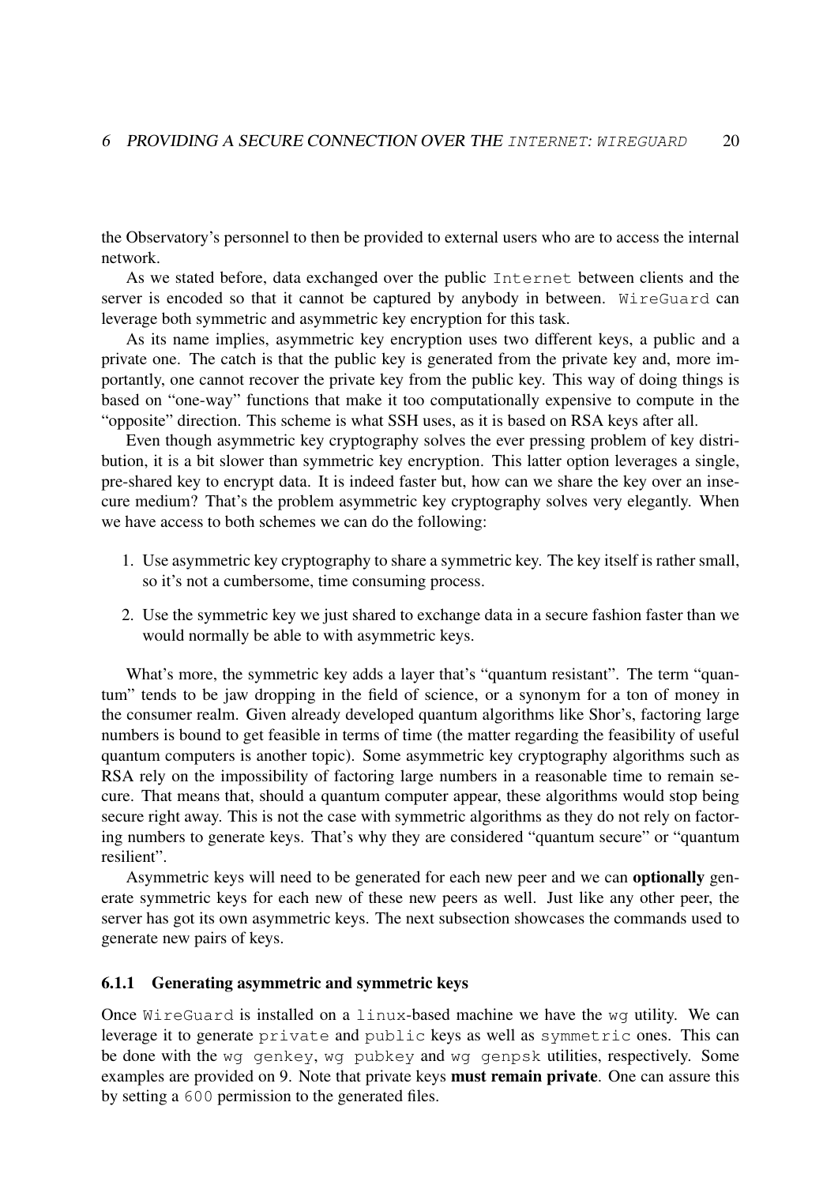the Observatory's personnel to then be provided to external users who are to access the internal network.

As we stated before, data exchanged over the public `Internet` between clients and the server is encoded so that it cannot be captured by anybody in between. `WireGuard` can leverage both symmetric and asymmetric key encryption for this task.

As its name implies, asymmetric key encryption uses two different keys, a public and a private one. The catch is that the public key is generated from the private key and, more importantly, one cannot recover the private key from the public key. This way of doing things is based on "one-way" functions that make it too computationally expensive to compute in the "opposite" direction. This scheme is what SSH uses, as it is based on RSA keys after all.

Even though asymmetric key cryptography solves the ever pressing problem of key distribution, it is a bit slower than symmetric key encryption. This latter option leverages a single, pre-shared key to encrypt data. It is indeed faster but, how can we share the key over an insecure medium? That's the problem asymmetric key cryptography solves very elegantly. When we have access to both schemes we can do the following:

1. Use asymmetric key cryptography to share a symmetric key. The key itself is rather small, so it's not a cumbersome, time consuming process.
2. Use the symmetric key we just shared to exchange data in a secure fashion faster than we would normally be able to with asymmetric keys.

What's more, the symmetric key adds a layer that's "quantum resistant". The term "quantum" tends to be jaw dropping in the field of science, or a synonym for a ton of money in the consumer realm. Given already developed quantum algorithms like Shor's, factoring large numbers is bound to get feasible in terms of time (the matter regarding the feasibility of useful quantum computers is another topic). Some asymmetric key cryptography algorithms such as RSA rely on the impossibility of factoring large numbers in a reasonable time to remain secure. That means that, should a quantum computer appear, these algorithms would stop being secure right away. This is not the case with symmetric algorithms as they do not rely on factoring numbers to generate keys. That's why they are considered "quantum secure" or "quantum resilient".

Asymmetric keys will need to be generated for each new peer and we can **optionally** generate symmetric keys for each new of these new peers as well. Just like any other peer, the server has got its own asymmetric keys. The next subsection showcases the commands used to generate new pairs of keys.

### 6.1.1 Generating asymmetric and symmetric keys

Once `WireGuard` is installed on a `linux`-based machine we have the `wg` utility. We can leverage it to generate `private` and `public` keys as well as `symmetric` ones. This can be done with the `wg genkey`, `wg pubkey` and `wg genpsk` utilities, respectively. Some examples are provided on 9. Note that private keys **must remain private**. One can assure this by setting a `600` permission to the generated files.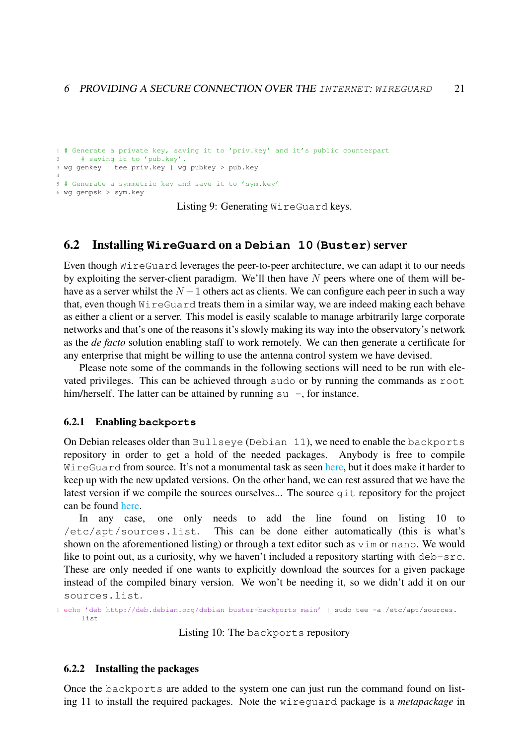```
# Generate a private key, saving it to 'priv.key' and it's public counterpart
    # saving it to 'pub.key'.
wg genkey | tee priv.key | wg pubkey > pub.key

# Generate a symmetric key and save it to 'sym.key'
wg genpsk > sym.key
```

Listing 9: Generating `WireGuard` keys.

## 6.2 Installing WireGuard on a Debian 10 (Buster) server

Even though `WireGuard` leverages the peer-to-peer architecture, we can adapt it to our needs by exploiting the server-client paradigm. We'll then have $N$ peers where one of them will behave as a server whilst the $N-1$ others act as clients. We can configure each peer in such a way that, even though `WireGuard` treats them in a similar way, we are indeed making each behave as either a client or a server. This model is easily scalable to manage arbitrarily large corporate networks and that's one of the reasons it's slowly making its way into the observatory's network as the *de facto* solution enabling staff to work remotely. We can then generate a certificate for any enterprise that might be willing to use the antenna control system we have devised.

Please note some of the commands in the following sections will need to be run with elevated privileges. This can be achieved through `sudo` or by running the commands as `root` him/herself. The latter can be attained by running `su -`, for instance.

### 6.2.1 Enabling backports

On Debian releases older than `Bullseye` (`Debian 11`), we need to enable the `backports` repository in order to get a hold of the needed packages. Anybody is free to compile `WireGuard` from source. It's not a monumental task as seen here, but it does make it harder to keep up with the new updated versions. On the other hand, we can rest assured that we have the latest version if we compile the sources ourselves... The source `git` repository for the project can be found here.

In any case, one only needs to add the line found on listing 10 to `/etc/apt/sources.list`. This can be done either automatically (this is what's shown on the aforementioned listing) or through a text editor such as `vim` or `nano`. We would like to point out, as a curiosity, why we haven't included a repository starting with `deb-src`. These are only needed if one wants to explicitly download the sources for a given package instead of the compiled binary version. We won't be needing it, so we didn't add it on our `sources.list`.

```
echo 'deb http://deb.debian.org/debian buster-backports main' | sudo tee -a /etc/apt/sources.
    list
```

Listing 10: The `backports` repository

### 6.2.2 Installing the packages

Once the `backports` are added to the system one can just run the command found on listing 11 to install the required packages. Note the `wireguard` package is a *metapackage* in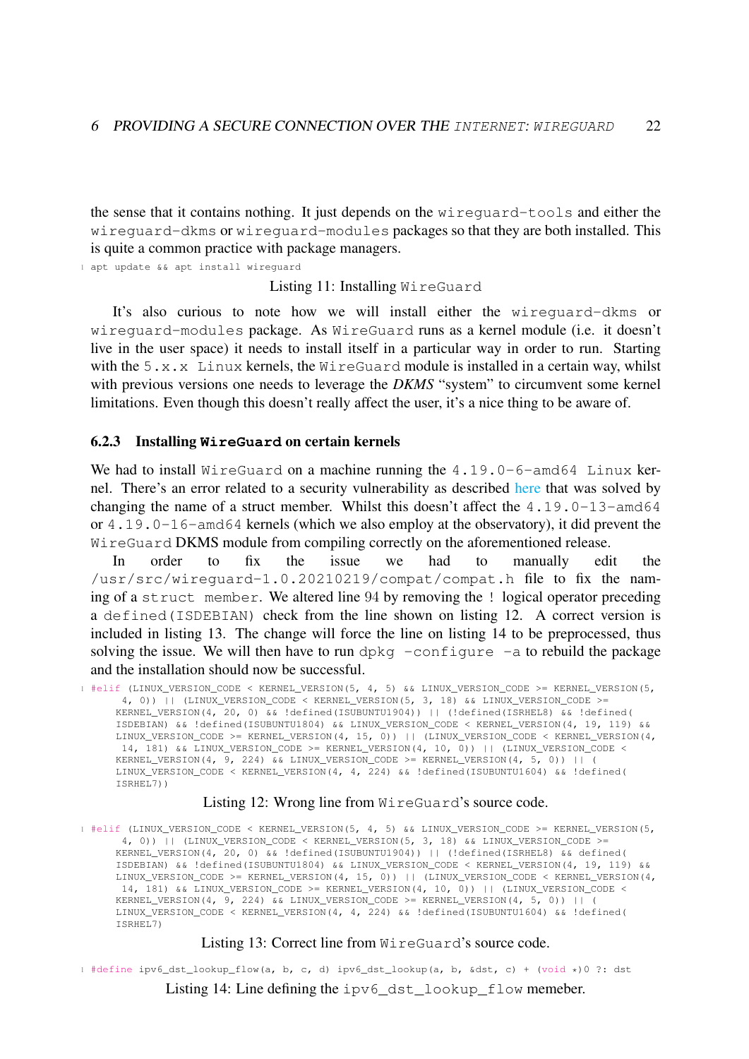the sense that it contains nothing. It just depends on the `wireguard-tools` and either the `wireguard-dkms` or `wireguard-modules` packages so that they are both installed. This is quite a common practice with package managers.

```
apt update && apt install wireguard
```

Listing 11: Installing `WireGuard`

It's also curious to note how we will install either the `wireguard-dkms` or `wireguard-modules` package. As `WireGuard` runs as a kernel module (i.e. it doesn't live in the user space) it needs to install itself in a particular way in order to run. Starting with the `5.x.x Linux` kernels, the `WireGuard` module is installed in a certain way, whilst with previous versions one needs to leverage the *DKMS* "system" to circumvent some kernel limitations. Even though this doesn't really affect the user, it's a nice thing to be aware of.

### 6.2.3 Installing `WireGuard` on certain kernels

We had to install `WireGuard` on a machine running the `4.19.0-6-amd64 Linux` kernel. There's an error related to a security vulnerability as described here that was solved by changing the name of a struct member. Whilst this doesn't affect the `4.19.0-13-amd64` or `4.19.0-16-amd64` kernels (which we also employ at the observatory), it did prevent the `WireGuard` DKMS module from compiling correctly on the aforementioned release.

In order to fix the issue we had to manually edit the `/usr/src/wireguard-1.0.20210219/compat/compat.h` file to fix the naming of a `struct member`. We altered line 94 by removing the `!` logical operator preceding a `defined(ISDEBIAN)` check from the line shown on listing 12. A correct version is included in listing 13. The change will force the line on listing 14 to be preprocessed, thus solving the issue. We will then have to run `dpkg -configure -a` to rebuild the package and the installation should now be successful.

```
#elif (LINUX_VERSION_CODE < KERNEL_VERSION(5, 4, 5) && LINUX_VERSION_CODE >= KERNEL_VERSION(5, 4, 0)) || (LINUX_VERSION_CODE < KERNEL_VERSION(5, 3, 18) && LINUX_VERSION_CODE >= KERNEL_VERSION(4, 20, 0) && !defined(ISUBUNTU1904)) || (!defined(ISRHEL8) && !defined(ISDEBIAN) && !defined(ISUBUNTU1804) && LINUX_VERSION_CODE < KERNEL_VERSION(4, 19, 119) && LINUX_VERSION_CODE >= KERNEL_VERSION(4, 15, 0)) || (LINUX_VERSION_CODE < KERNEL_VERSION(4, 14, 181) && LINUX_VERSION_CODE >= KERNEL_VERSION(4, 10, 0)) || (LINUX_VERSION_CODE < KERNEL_VERSION(4, 9, 224) && LINUX_VERSION_CODE >= KERNEL_VERSION(4, 5, 0)) || (LINUX_VERSION_CODE < KERNEL_VERSION(4, 4, 224) && !defined(ISUBUNTU1604) && !defined(ISRHEL7))
```

Listing 12: Wrong line from `WireGuard`'s source code.

```
#elif (LINUX_VERSION_CODE < KERNEL_VERSION(5, 4, 5) && LINUX_VERSION_CODE >= KERNEL_VERSION(5, 4, 0)) || (LINUX_VERSION_CODE < KERNEL_VERSION(5, 3, 18) && LINUX_VERSION_CODE >= KERNEL_VERSION(4, 20, 0) && !defined(ISUBUNTU1904)) || (!defined(ISRHEL8) && defined(ISDEBIAN) && !defined(ISUBUNTU1804) && LINUX_VERSION_CODE < KERNEL_VERSION(4, 19, 119) && LINUX_VERSION_CODE >= KERNEL_VERSION(4, 15, 0)) || (LINUX_VERSION_CODE < KERNEL_VERSION(4, 14, 181) && LINUX_VERSION_CODE >= KERNEL_VERSION(4, 10, 0)) || (LINUX_VERSION_CODE < KERNEL_VERSION(4, 9, 224) && LINUX_VERSION_CODE >= KERNEL_VERSION(4, 5, 0)) || (LINUX_VERSION_CODE < KERNEL_VERSION(4, 4, 224) && !defined(ISUBUNTU1604) && !defined(ISRHEL7)
```

Listing 13: Correct line from `WireGuard`'s source code.

```
#define ipv6_dst_lookup_flow(a, b, c, d) ipv6_dst_lookup(a, b, &dst, c) + (void *)0 ?: dst
```

Listing 14: Line defining the `ipv6_dst_lookup_flow` memeber.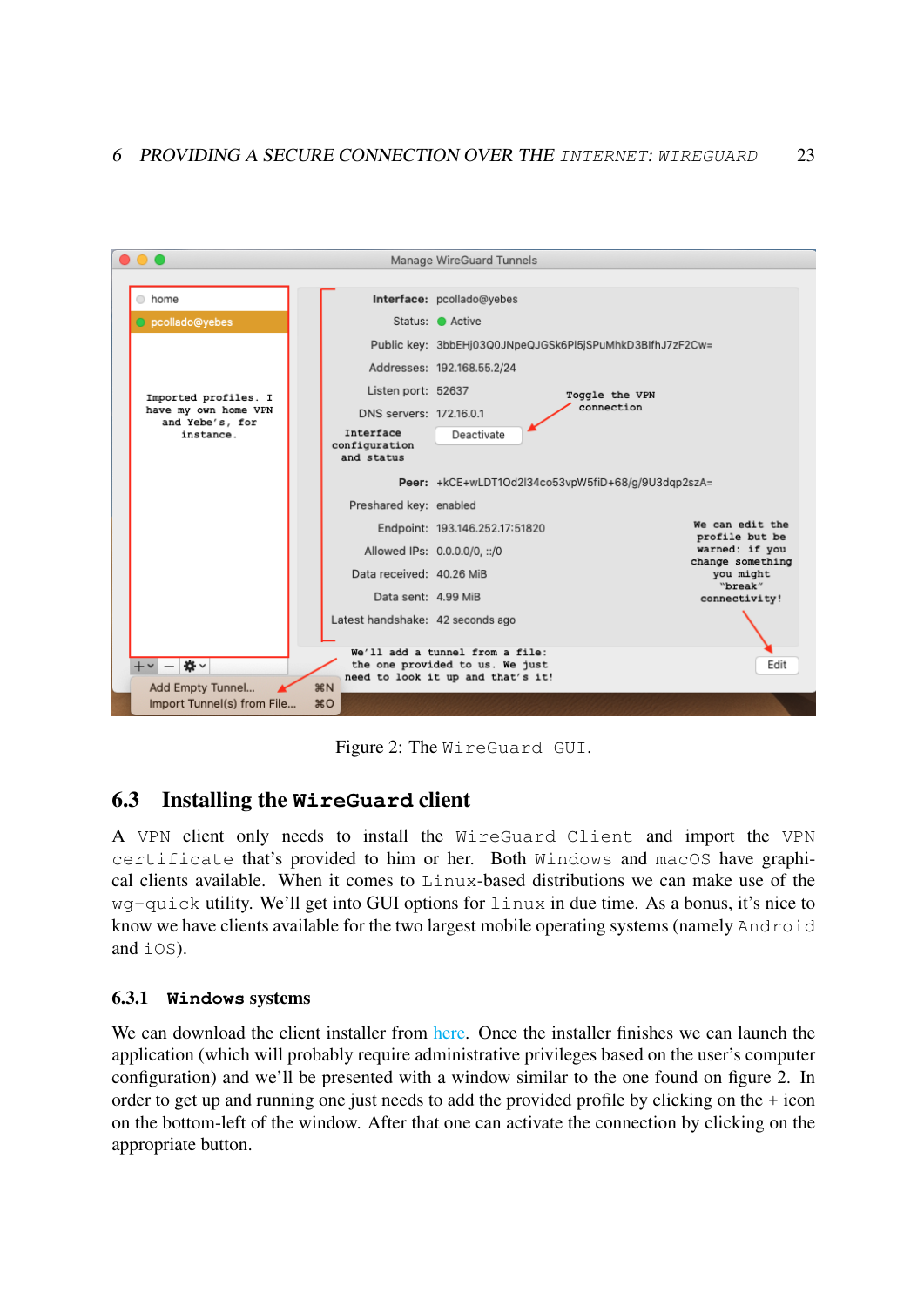Figure 2: The WireGuard GUI.

## 6.3 Installing the WireGuard client

A VPN client only needs to install the WireGuard Client and import the VPN certificate that's provided to him or her. Both Windows and macOS have graphical clients available. When it comes to Linux-based distributions we can make use of the wg-quick utility. We'll get into GUI options for linux in due time. As a bonus, it's nice to know we have clients available for the two largest mobile operating systems (namely Android and iOS).

### 6.3.1 Windows systems

We can download the client installer from here. Once the installer finishes we can launch the application (which will probably require administrative privileges based on the user's computer configuration) and we'll be presented with a window similar to the one found on figure 2. In order to get up and running one just needs to add the provided profile by clicking on the + icon on the bottom-left of the window. After that one can activate the connection by clicking on the appropriate button.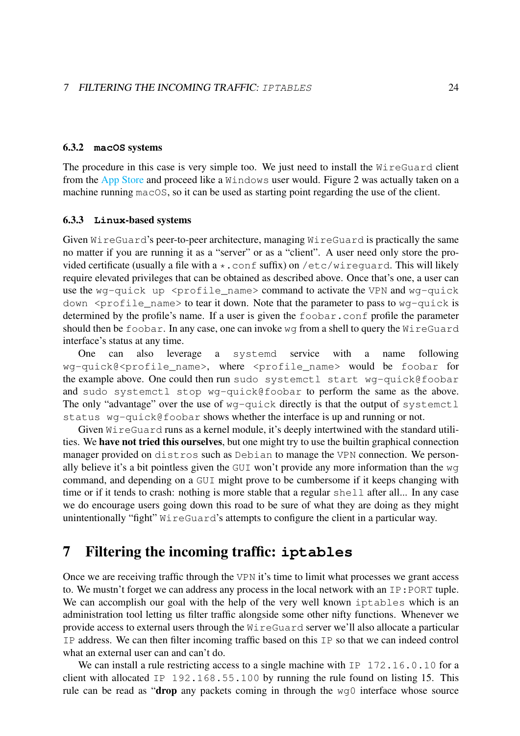#### 6.3.2 macOS systems

The procedure in this case is very simple too. We just need to install the WireGuard client from the App Store and proceed like a Windows user would. Figure 2 was actually taken on a machine running macOS, so it can be used as starting point regarding the use of the client.

#### 6.3.3 Linux-based systems

Given WireGuard's peer-to-peer architecture, managing WireGuard is practically the same no matter if you are running it as a "server" or as a "client". A user need only store the provided certificate (usually a file with a *.conf suffix) on /etc/wireguard. This will likely require elevated privileges that can be obtained as described above. Once that's one, a user can use the wg-quick up <profile_name> command to activate the VPN and wg-quick down <profile_name> to tear it down. Note that the parameter to pass to wg-quick is determined by the profile's name. If a user is given the foobar.conf profile the parameter should then be foobar. In any case, one can invoke wg from a shell to query the WireGuard interface's status at any time.

One can also leverage a systemd service with a name following wg-quick@<profile_name>, where <profile_name> would be foobar for the example above. One could then run sudo systemctl start wg-quick@foobar and sudo systemctl stop wg-quick@foobar to perform the same as the above. The only "advantage" over the use of wg-quick directly is that the output of systemctl status wg-quick@foobar shows whether the interface is up and running or not.

Given WireGuard runs as a kernel module, it's deeply intertwined with the standard utilities. We **have not tried this ourselves**, but one might try to use the builtin graphical connection manager provided on distros such as Debian to manage the VPN connection. We personally believe it's a bit pointless given the GUI won't provide any more information than the wg command, and depending on a GUI might prove to be cumbersome if it keeps changing with time or if it tends to crash: nothing is more stable that a regular shell after all... In any case we do encourage users going down this road to be sure of what they are doing as they might unintentionally "fight" WireGuard's attempts to configure the client in a particular way.

## 7 Filtering the incoming traffic: iptables

Once we are receiving traffic through the VPN it's time to limit what processes we grant access to. We mustn't forget we can address any process in the local network with an IP:PORT tuple. We can accomplish our goal with the help of the very well known iptables which is an administration tool letting us filter traffic alongside some other nifty functions. Whenever we provide access to external users through the WireGuard server we'll also allocate a particular IP address. We can then filter incoming traffic based on this IP so that we can indeed control what an external user can and can't do.

We can install a rule restricting access to a single machine with IP 172.16.0.10 for a client with allocated IP 192.168.55.100 by running the rule found on listing 15. This rule can be read as "**drop** any packets coming in through the wg0 interface whose source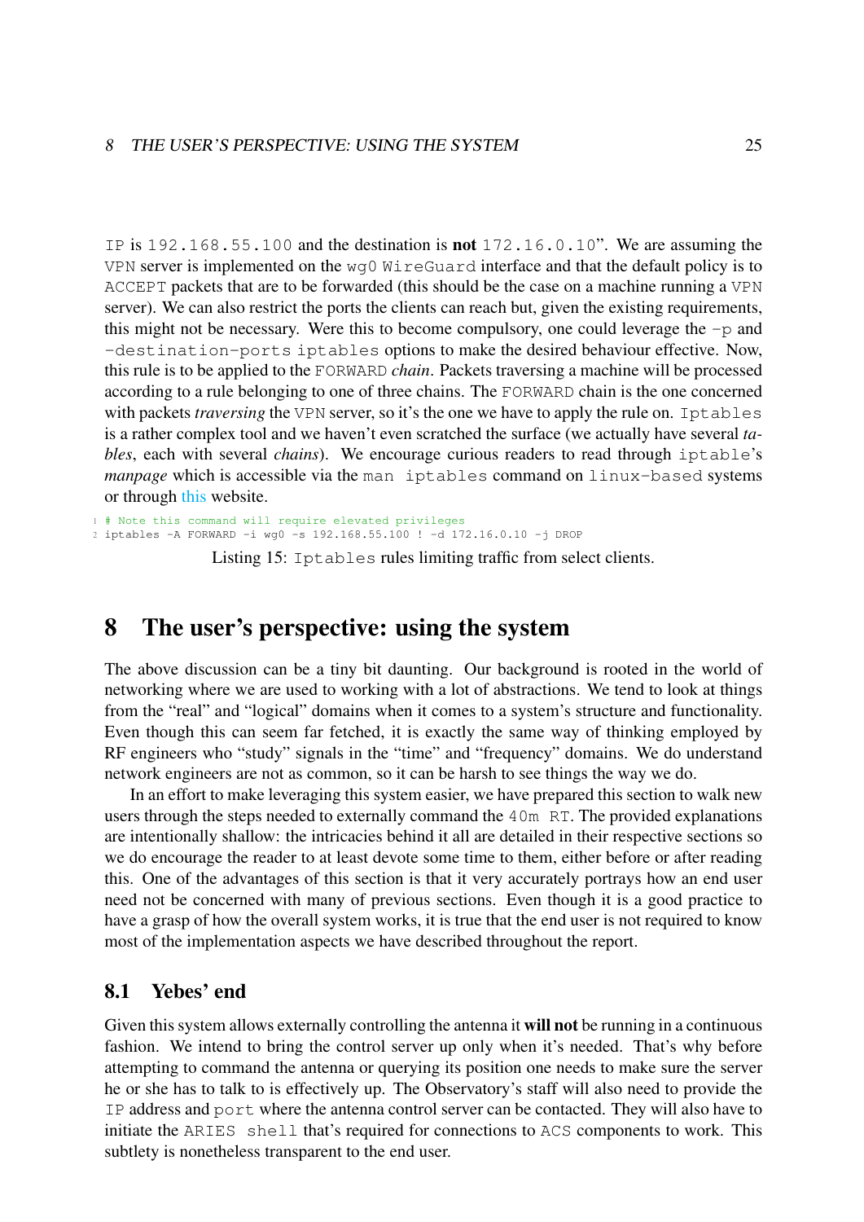IP is 192.168.55.100 and the destination is **not** 172.16.0.10". We are assuming the VPN server is implemented on the wg0 WireGuard interface and that the default policy is to ACCEPT packets that are to be forwarded (this should be the case on a machine running a VPN server). We can also restrict the ports the clients can reach but, given the existing requirements, this might not be necessary. Were this to become compulsory, one could leverage the -p and -destination-ports iptables options to make the desired behaviour effective. Now, this rule is to be applied to the FORWARD *chain*. Packets traversing a machine will be processed according to a rule belonging to one of three chains. The FORWARD chain is the one concerned with packets *traversing* the VPN server, so it's the one we have to apply the rule on. Iptables is a rather complex tool and we haven't even scratched the surface (we actually have several *tables*, each with several *chains*). We encourage curious readers to read through iptable's *manpage* which is accessible via the man iptables command on linux-based systems or through this website.

```
# Note this command will require elevated privileges
iptables -A FORWARD -i wg0 -s 192.168.55.100 ! -d 172.16.0.10 -j DROP
```

Listing 15: Iptables rules limiting traffic from select clients.

# 8 The user's perspective: using the system

The above discussion can be a tiny bit daunting. Our background is rooted in the world of networking where we are used to working with a lot of abstractions. We tend to look at things from the "real" and "logical" domains when it comes to a system's structure and functionality. Even though this can seem far fetched, it is exactly the same way of thinking employed by RF engineers who "study" signals in the "time" and "frequency" domains. We do understand network engineers are not as common, so it can be harsh to see things the way we do.

In an effort to make leveraging this system easier, we have prepared this section to walk new users through the steps needed to externally command the 40m RT. The provided explanations are intentionally shallow: the intricacies behind it all are detailed in their respective sections so we do encourage the reader to at least devote some time to them, either before or after reading this. One of the advantages of this section is that it very accurately portrays how an end user need not be concerned with many of previous sections. Even though it is a good practice to have a grasp of how the overall system works, it is true that the end user is not required to know most of the implementation aspects we have described throughout the report.

## 8.1 Yebes' end

Given this system allows externally controlling the antenna it **will not** be running in a continuous fashion. We intend to bring the control server up only when it's needed. That's why before attempting to command the antenna or querying its position one needs to make sure the server he or she has to talk to is effectively up. The Observatory's staff will also need to provide the IP address and port where the antenna control server can be contacted. They will also have to initiate the ARIES shell that's required for connections to ACS components to work. This subtlety is nonetheless transparent to the end user.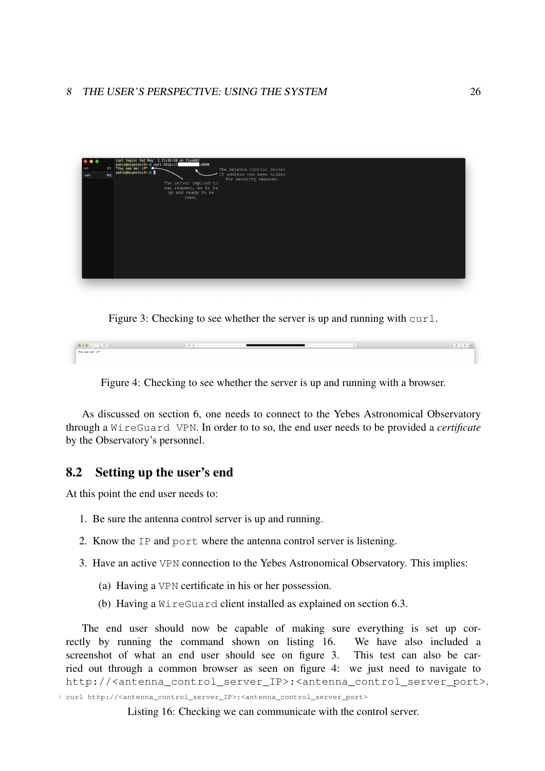Figure 3: Checking to see whether the server is up and running with `curl`.

Figure 4: Checking to see whether the server is up and running with a browser.

As discussed on section 6, one needs to connect to the Yebes Astronomical Observatory through a `WireGuard VPN`. In order to to so, the end user needs to be provided a *certificate* by the Observatory's personnel.

## 8.2 Setting up the user's end

At this point the end user needs to:

1. Be sure the antenna control server is up and running.
2. Know the `IP` and `port` where the antenna control server is listening.
3. Have an active `VPN` connection to the Yebes Astronomical Observatory. This implies:
   (a) Having a `VPN` certificate in his or her possession.
   (b) Having a `WireGuard` client installed as explained on section 6.3.

The end user should now be capable of making sure everything is set up correctly by running the command shown on listing 16. We have also included a screenshot of what an end user should see on figure 3. This test can also be carried out through a common browser as seen on figure 4: we just need to navigate to `http://<antenna_control_server_IP>:<antenna_control_server_port>`.

```
curl http://<antenna_control_server_IP>:<antenna_control_server_port>
```

Listing 16: Checking we can communicate with the control server.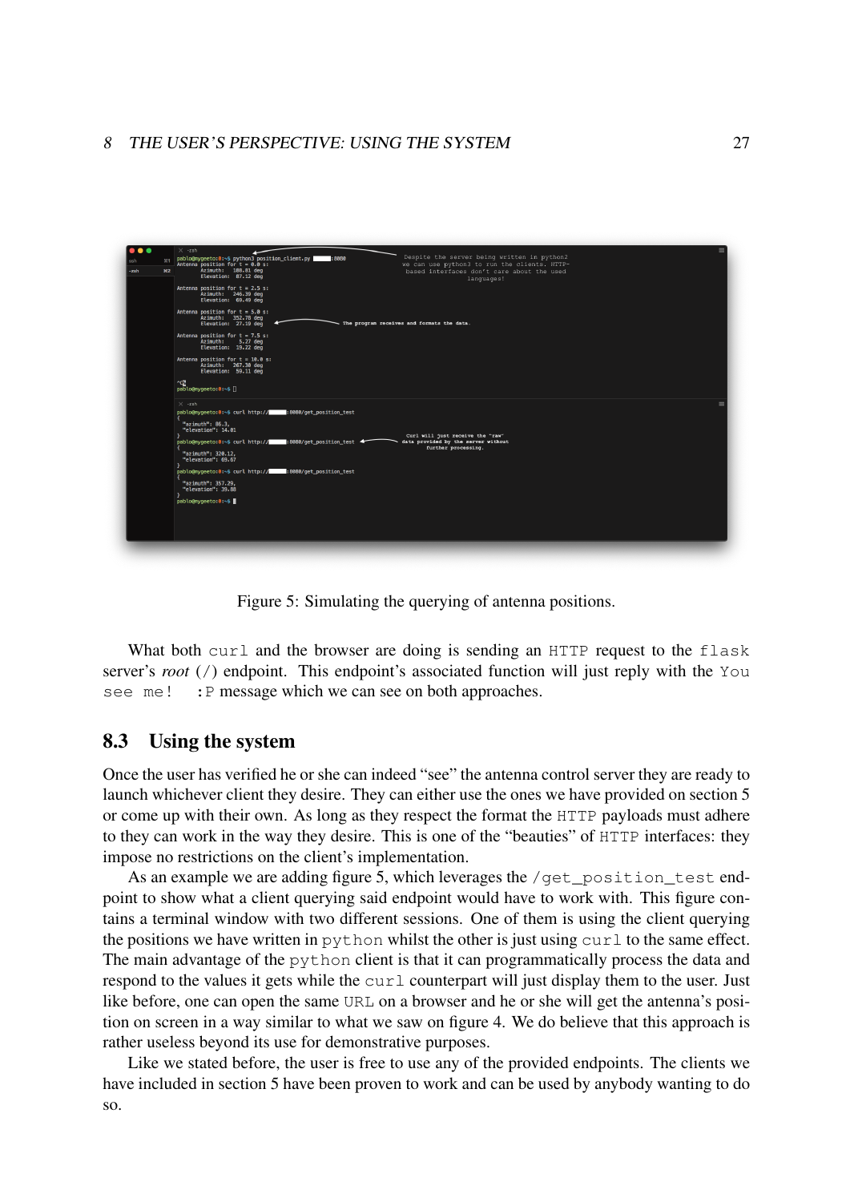Figure 5: Simulating the querying of antenna positions.

What both `curl` and the browser are doing is sending an `HTTP` request to the `flask` server's *root* (`/`) endpoint. This endpoint's associated function will just reply with the `You see me! :P` message which we can see on both approaches.

## 8.3 Using the system

Once the user has verified he or she can indeed "see" the antenna control server they are ready to launch whichever client they desire. They can either use the ones we have provided on section 5 or come up with their own. As long as they respect the format the `HTTP` payloads must adhere to they can work in the way they desire. This is one of the "beauties" of `HTTP` interfaces: they impose no restrictions on the client's implementation.

As an example we are adding figure 5, which leverages the `/get_position_test` endpoint to show what a client querying said endpoint would have to work with. This figure contains a terminal window with two different sessions. One of them is using the client querying the positions we have written in `python` whilst the other is just using `curl` to the same effect. The main advantage of the `python` client is that it can programmatically process the data and respond to the values it gets while the `curl` counterpart will just display them to the user. Just like before, one can open the same `URL` on a browser and he or she will get the antenna's position on screen in a way similar to what we saw on figure 4. We do believe that this approach is rather useless beyond its use for demonstrative purposes.

Like we stated before, the user is free to use any of the provided endpoints. The clients we have included in section 5 have been proven to work and can be used by anybody wanting to do so.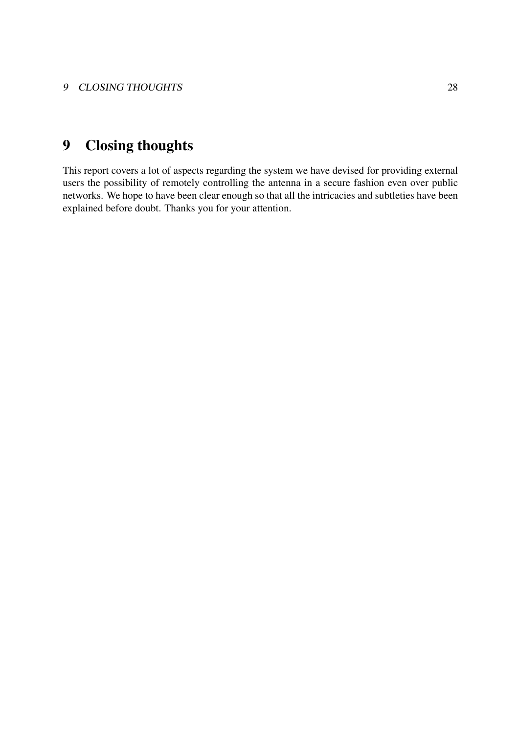# 9 Closing thoughts

This report covers a lot of aspects regarding the system we have devised for providing external users the possibility of remotely controlling the antenna in a secure fashion even over public networks. We hope to have been clear enough so that all the intricacies and subtleties have been explained before doubt. Thanks you for your attention.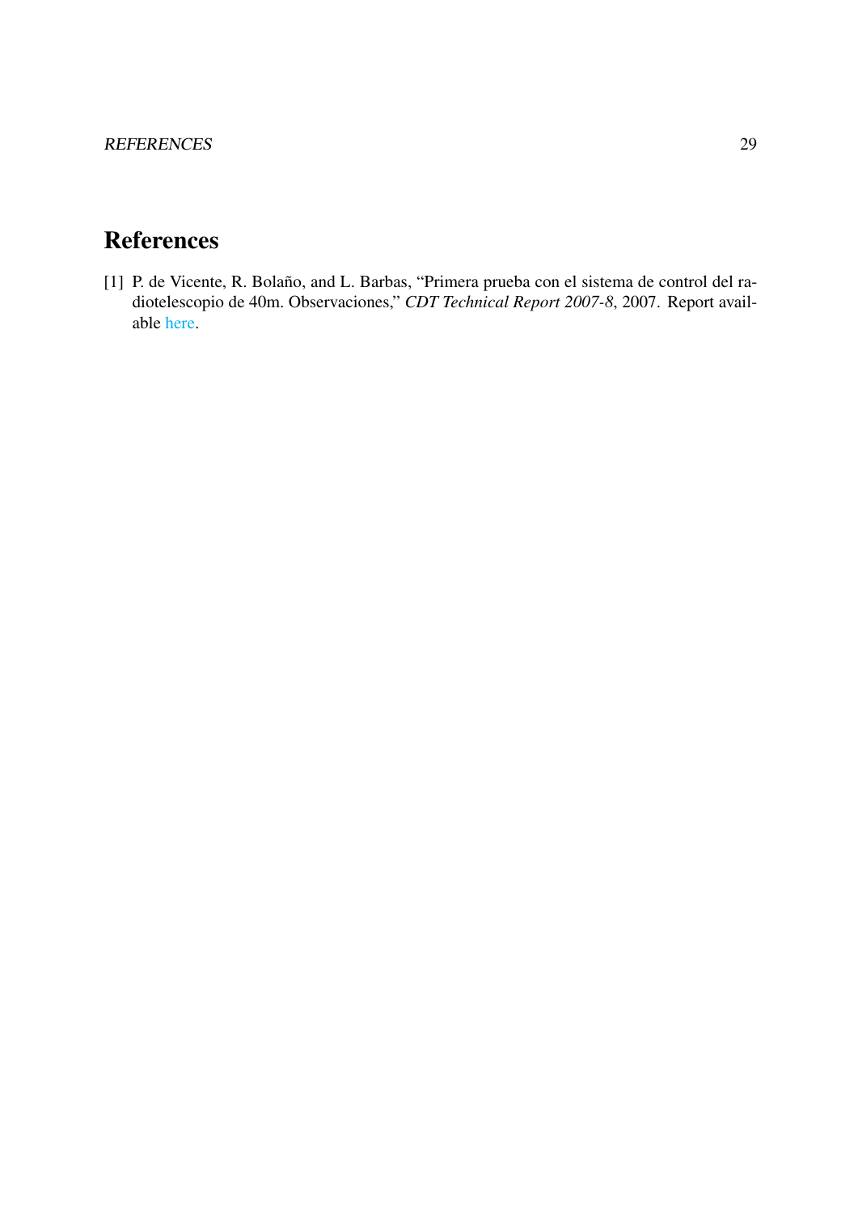# References

[1] P. de Vicente, R. Bolaño, and L. Barbas, "Primera prueba con el sistema de control del radiotelescopio de 40m. Observaciones," *CDT Technical Report 2007-8*, 2007. Report available here.